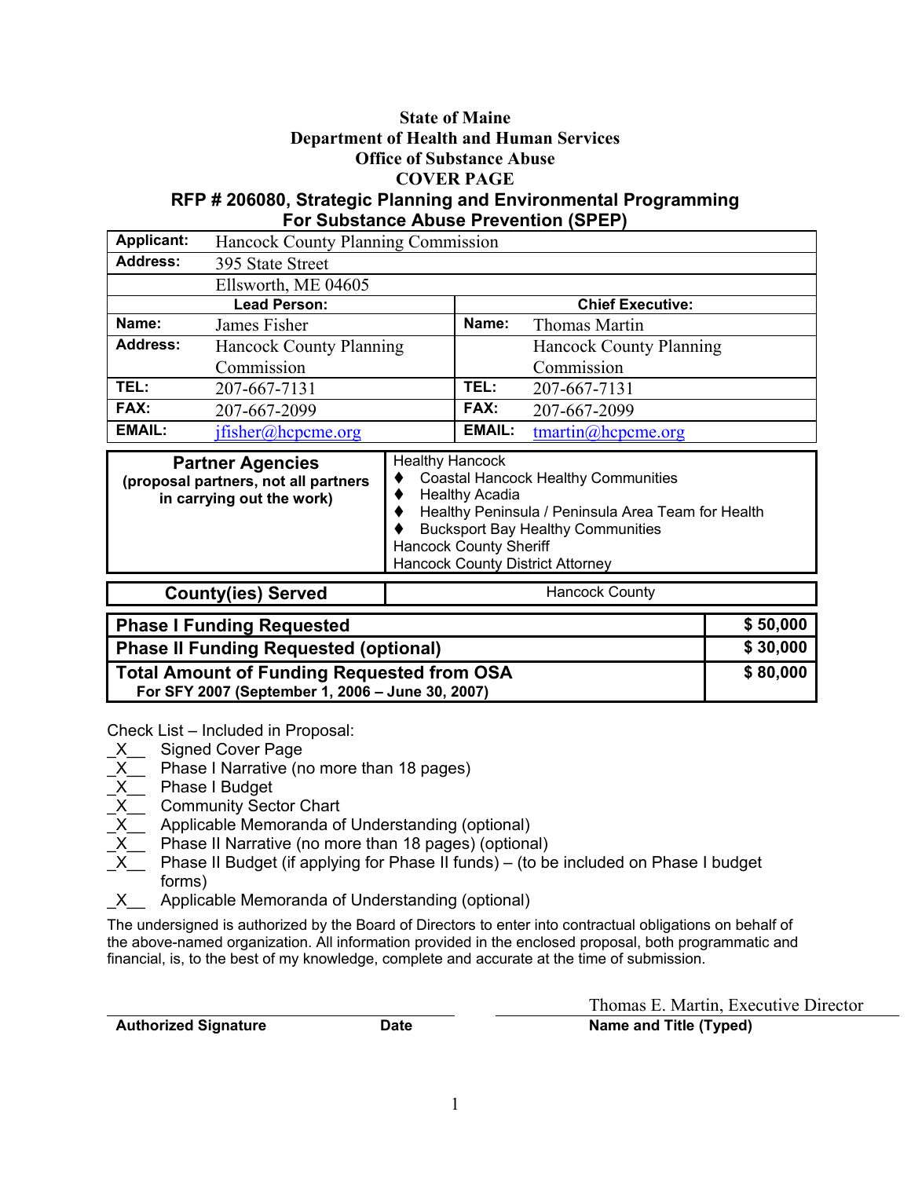**State of Maine**
**Department of Health and Human Services**
**Office of Substance Abuse**
**COVER PAGE**
**RFP # 206080, Strategic Planning and Environmental Programming**
**For Substance Abuse Prevention (SPEP)**

| **Applicant:** | Hancock County Planning Commission | | |
|---|---|---|---|
| **Address:** | 395 State Street | | |
| | Ellsworth, ME 04605 | | |
| **Lead Person:** | | **Chief Executive:** | |
| **Name:** | James Fisher | **Name:** | Thomas Martin |
| **Address:** | Hancock County Planning Commission | | Hancock County Planning Commission |
| **TEL:** | 207-667-7131 | **TEL:** | 207-667-7131 |
| **FAX:** | 207-667-2099 | **FAX:** | 207-667-2099 |
| **EMAIL:** | jfisher@hcpcme.org | **EMAIL:** | tmartin@hcpcme.org |

| **Partner Agencies** (proposal partners, not all partners in carrying out the work) | Healthy Hancock<br>♦ Coastal Hancock Healthy Communities<br>♦ Healthy Acadia<br>♦ Healthy Peninsula / Peninsula Area Team for Health<br>♦ Bucksport Bay Healthy Communities<br>Hancock County Sheriff<br>Hancock County District Attorney |
|---|---|
| **County(ies) Served** | Hancock County |

| **Phase I Funding Requested** | **$ 50,000** |
|---|---|
| **Phase II Funding Requested (optional)** | **$ 30,000** |
| **Total Amount of Funding Requested from OSA** For SFY 2007 (September 1, 2006 – June 30, 2007) | **$ 80,000** |

Check List – Included in Proposal:

- _X__ Signed Cover Page
- _X__ Phase I Narrative (no more than 18 pages)
- _X__ Phase I Budget
- _X__ Community Sector Chart
- _X__ Applicable Memoranda of Understanding (optional)
- _X__ Phase II Narrative (no more than 18 pages) (optional)
- _X__ Phase II Budget (if applying for Phase II funds) – (to be included on Phase I budget forms)
- _X__ Applicable Memoranda of Understanding (optional)

The undersigned is authorized by the Board of Directors to enter into contractual obligations on behalf of the above-named organization. All information provided in the enclosed proposal, both programmatic and financial, is, to the best of my knowledge, complete and accurate at the time of submission.

| **Authorized Signature** | **Date** | Thomas E. Martin, Executive Director<br>**Name and Title (Typed)** |
|---|---|---|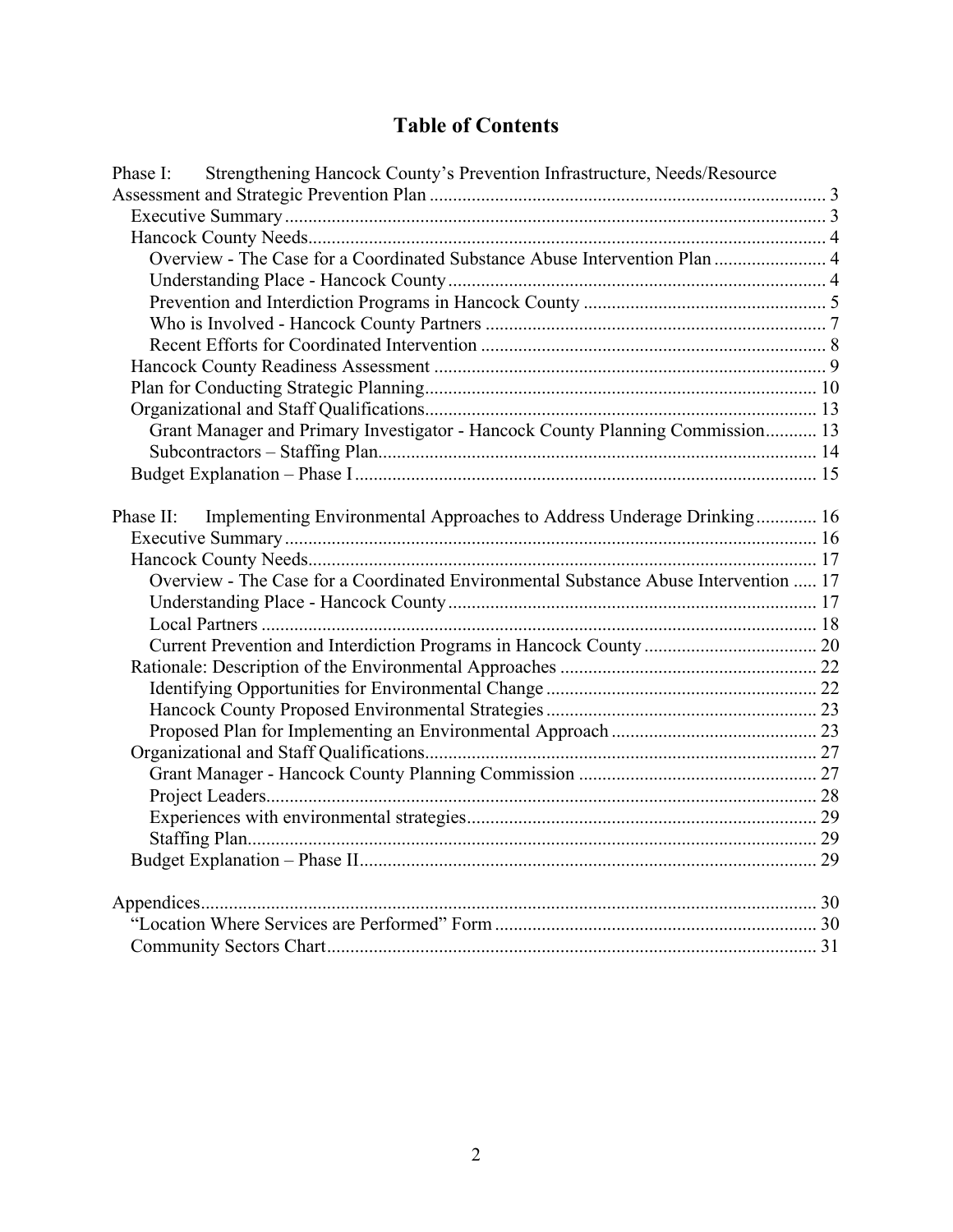# Table of Contents

Phase I: Strengthening Hancock County's Prevention Infrastructure, Needs/Resource Assessment and Strategic Prevention Plan ..... 3

- Executive Summary ..... 3
- Hancock County Needs ..... 4
  - Overview - The Case for a Coordinated Substance Abuse Intervention Plan ..... 4
  - Understanding Place - Hancock County ..... 4
  - Prevention and Interdiction Programs in Hancock County ..... 5
  - Who is Involved - Hancock County Partners ..... 7
  - Recent Efforts for Coordinated Intervention ..... 8
- Hancock County Readiness Assessment ..... 9
- Plan for Conducting Strategic Planning ..... 10
- Organizational and Staff Qualifications ..... 13
  - Grant Manager and Primary Investigator - Hancock County Planning Commission ..... 13
  - Subcontractors – Staffing Plan ..... 14
- Budget Explanation – Phase I ..... 15

Phase II: Implementing Environmental Approaches to Address Underage Drinking ..... 16

- Executive Summary ..... 16
- Hancock County Needs ..... 17
  - Overview - The Case for a Coordinated Environmental Substance Abuse Intervention ..... 17
  - Understanding Place - Hancock County ..... 17
  - Local Partners ..... 18
  - Current Prevention and Interdiction Programs in Hancock County ..... 20
- Rationale: Description of the Environmental Approaches ..... 22
  - Identifying Opportunities for Environmental Change ..... 22
  - Hancock County Proposed Environmental Strategies ..... 23
  - Proposed Plan for Implementing an Environmental Approach ..... 23
- Organizational and Staff Qualifications ..... 27
  - Grant Manager - Hancock County Planning Commission ..... 27
  - Project Leaders ..... 28
  - Experiences with environmental strategies ..... 29
  - Staffing Plan ..... 29
- Budget Explanation – Phase II ..... 29

Appendices ..... 30

- "Location Where Services are Performed" Form ..... 30
- Community Sectors Chart ..... 31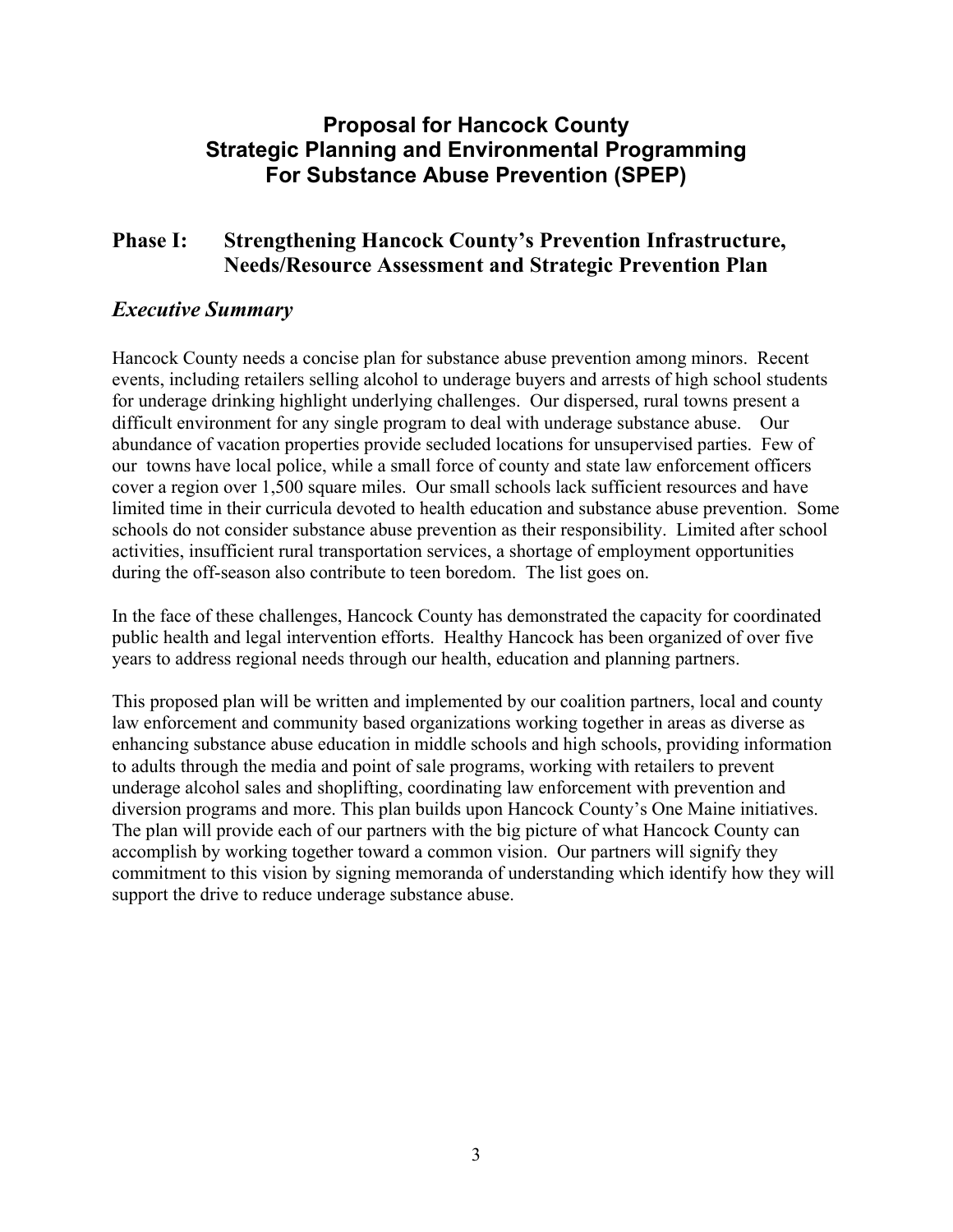# Proposal for Hancock County
# Strategic Planning and Environmental Programming
# For Substance Abuse Prevention (SPEP)

## Phase I: Strengthening Hancock County's Prevention Infrastructure, Needs/Resource Assessment and Strategic Prevention Plan

### *Executive Summary*

Hancock County needs a concise plan for substance abuse prevention among minors. Recent events, including retailers selling alcohol to underage buyers and arrests of high school students for underage drinking highlight underlying challenges. Our dispersed, rural towns present a difficult environment for any single program to deal with underage substance abuse. Our abundance of vacation properties provide secluded locations for unsupervised parties. Few of our towns have local police, while a small force of county and state law enforcement officers cover a region over 1,500 square miles. Our small schools lack sufficient resources and have limited time in their curricula devoted to health education and substance abuse prevention. Some schools do not consider substance abuse prevention as their responsibility. Limited after school activities, insufficient rural transportation services, a shortage of employment opportunities during the off-season also contribute to teen boredom. The list goes on.

In the face of these challenges, Hancock County has demonstrated the capacity for coordinated public health and legal intervention efforts. Healthy Hancock has been organized of over five years to address regional needs through our health, education and planning partners.

This proposed plan will be written and implemented by our coalition partners, local and county law enforcement and community based organizations working together in areas as diverse as enhancing substance abuse education in middle schools and high schools, providing information to adults through the media and point of sale programs, working with retailers to prevent underage alcohol sales and shoplifting, coordinating law enforcement with prevention and diversion programs and more. This plan builds upon Hancock County's One Maine initiatives. The plan will provide each of our partners with the big picture of what Hancock County can accomplish by working together toward a common vision. Our partners will signify they commitment to this vision by signing memoranda of understanding which identify how they will support the drive to reduce underage substance abuse.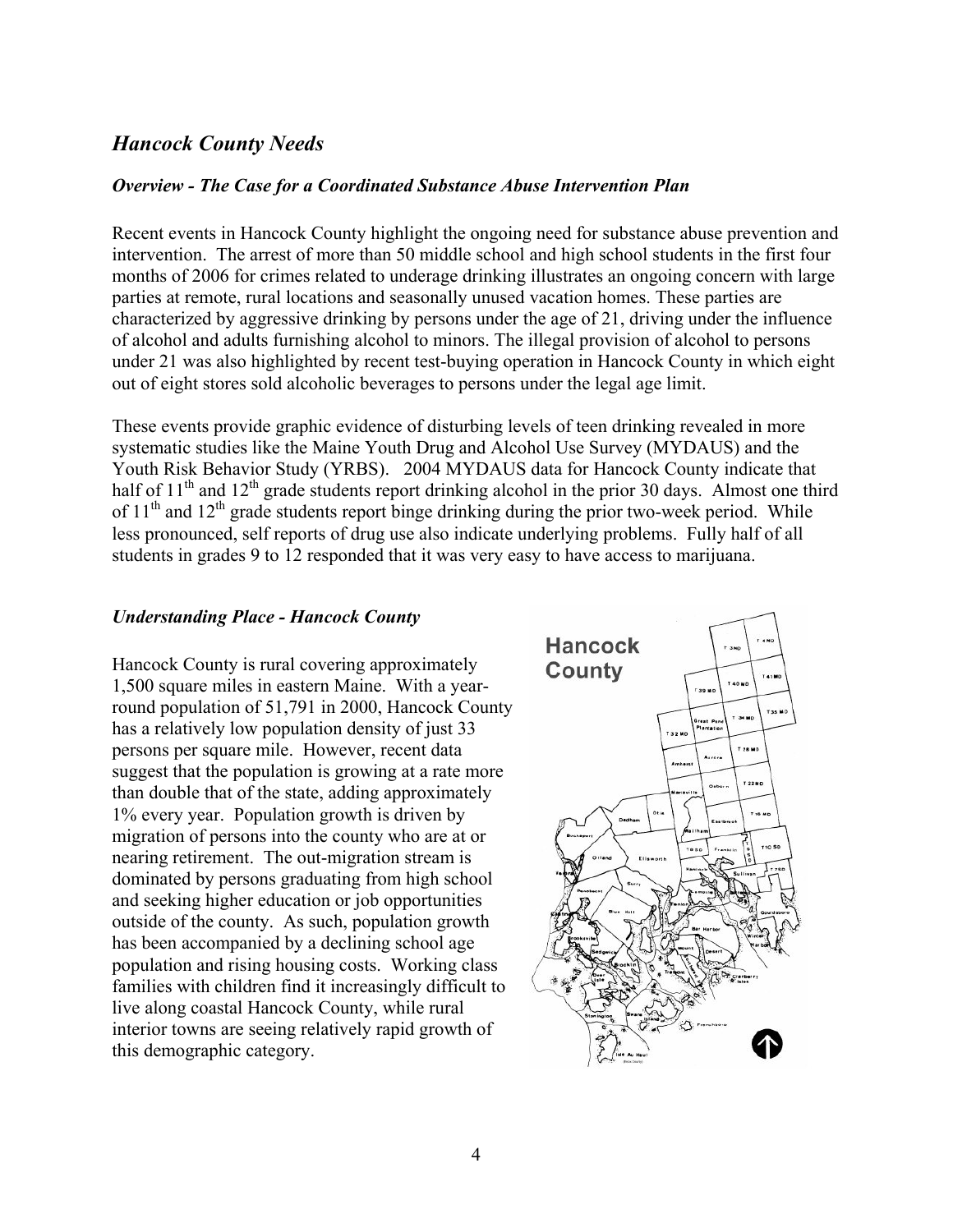## *Hancock County Needs*

### *Overview - The Case for a Coordinated Substance Abuse Intervention Plan*

Recent events in Hancock County highlight the ongoing need for substance abuse prevention and intervention. The arrest of more than 50 middle school and high school students in the first four months of 2006 for crimes related to underage drinking illustrates an ongoing concern with large parties at remote, rural locations and seasonally unused vacation homes. These parties are characterized by aggressive drinking by persons under the age of 21, driving under the influence of alcohol and adults furnishing alcohol to minors. The illegal provision of alcohol to persons under 21 was also highlighted by recent test-buying operation in Hancock County in which eight out of eight stores sold alcoholic beverages to persons under the legal age limit.

These events provide graphic evidence of disturbing levels of teen drinking revealed in more systematic studies like the Maine Youth Drug and Alcohol Use Survey (MYDAUS) and the Youth Risk Behavior Study (YRBS). 2004 MYDAUS data for Hancock County indicate that half of 11th and 12th grade students report drinking alcohol in the prior 30 days. Almost one third of 11th and 12th grade students report binge drinking during the prior two-week period. While less pronounced, self reports of drug use also indicate underlying problems. Fully half of all students in grades 9 to 12 responded that it was very easy to have access to marijuana.

### *Understanding Place - Hancock County*

Hancock County is rural covering approximately 1,500 square miles in eastern Maine. With a year-round population of 51,791 in 2000, Hancock County has a relatively low population density of just 33 persons per square mile. However, recent data suggest that the population is growing at a rate more than double that of the state, adding approximately 1% every year. Population growth is driven by migration of persons into the county who are at or nearing retirement. The out-migration stream is dominated by persons graduating from high school and seeking higher education or job opportunities outside of the county. As such, population growth has been accompanied by a declining school age population and rising housing costs. Working class families with children find it increasingly difficult to live along coastal Hancock County, while rural interior towns are seeing relatively rapid growth of this demographic category.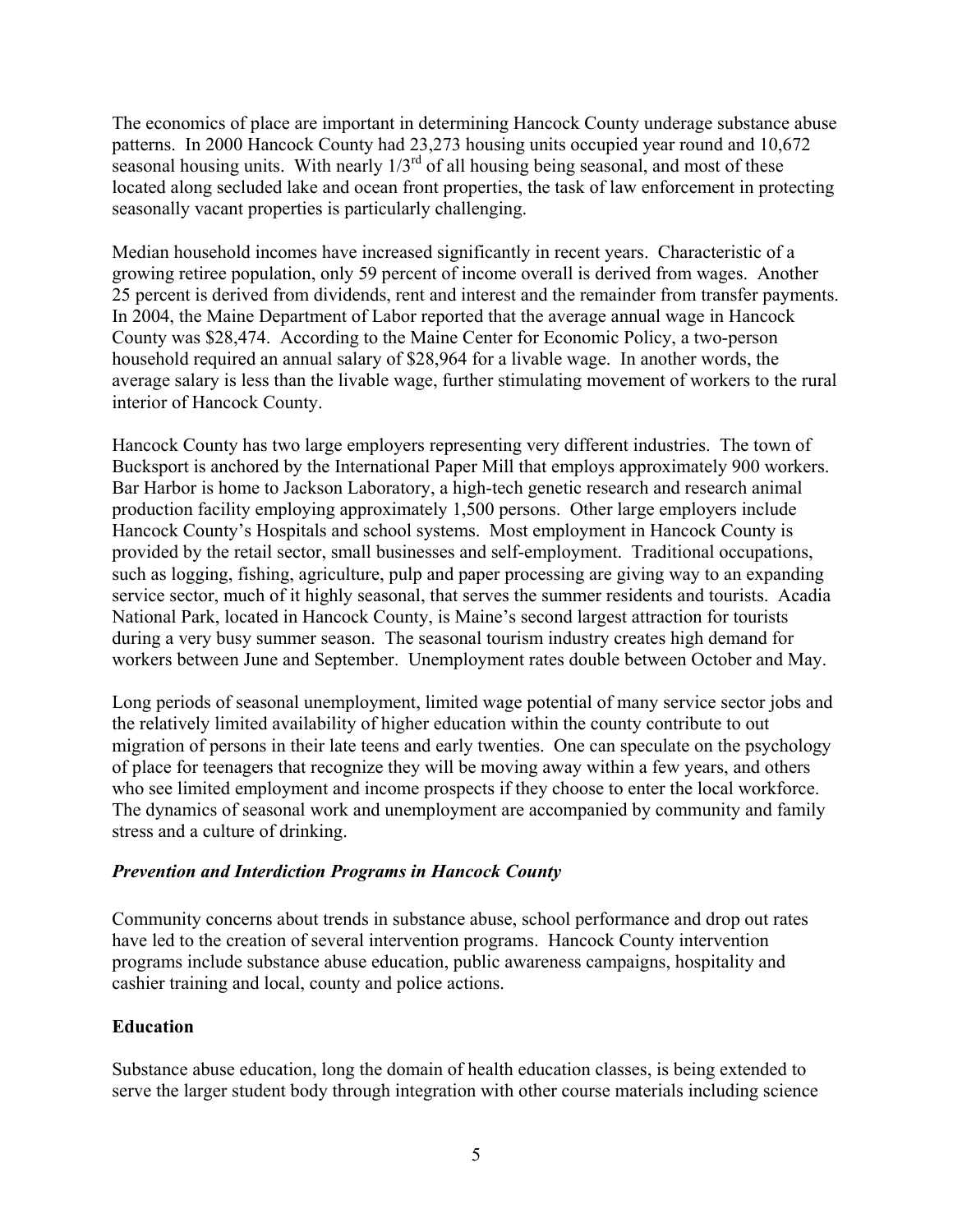The economics of place are important in determining Hancock County underage substance abuse patterns. In 2000 Hancock County had 23,273 housing units occupied year round and 10,672 seasonal housing units. With nearly 1/3rd of all housing being seasonal, and most of these located along secluded lake and ocean front properties, the task of law enforcement in protecting seasonally vacant properties is particularly challenging.

Median household incomes have increased significantly in recent years. Characteristic of a growing retiree population, only 59 percent of income overall is derived from wages. Another 25 percent is derived from dividends, rent and interest and the remainder from transfer payments. In 2004, the Maine Department of Labor reported that the average annual wage in Hancock County was $28,474. According to the Maine Center for Economic Policy, a two-person household required an annual salary of $28,964 for a livable wage. In another words, the average salary is less than the livable wage, further stimulating movement of workers to the rural interior of Hancock County.

Hancock County has two large employers representing very different industries. The town of Bucksport is anchored by the International Paper Mill that employs approximately 900 workers. Bar Harbor is home to Jackson Laboratory, a high-tech genetic research and research animal production facility employing approximately 1,500 persons. Other large employers include Hancock County's Hospitals and school systems. Most employment in Hancock County is provided by the retail sector, small businesses and self-employment. Traditional occupations, such as logging, fishing, agriculture, pulp and paper processing are giving way to an expanding service sector, much of it highly seasonal, that serves the summer residents and tourists. Acadia National Park, located in Hancock County, is Maine's second largest attraction for tourists during a very busy summer season. The seasonal tourism industry creates high demand for workers between June and September. Unemployment rates double between October and May.

Long periods of seasonal unemployment, limited wage potential of many service sector jobs and the relatively limited availability of higher education within the county contribute to out migration of persons in their late teens and early twenties. One can speculate on the psychology of place for teenagers that recognize they will be moving away within a few years, and others who see limited employment and income prospects if they choose to enter the local workforce. The dynamics of seasonal work and unemployment are accompanied by community and family stress and a culture of drinking.

### *Prevention and Interdiction Programs in Hancock County*

Community concerns about trends in substance abuse, school performance and drop out rates have led to the creation of several intervention programs. Hancock County intervention programs include substance abuse education, public awareness campaigns, hospitality and cashier training and local, county and police actions.

### **Education**

Substance abuse education, long the domain of health education classes, is being extended to serve the larger student body through integration with other course materials including science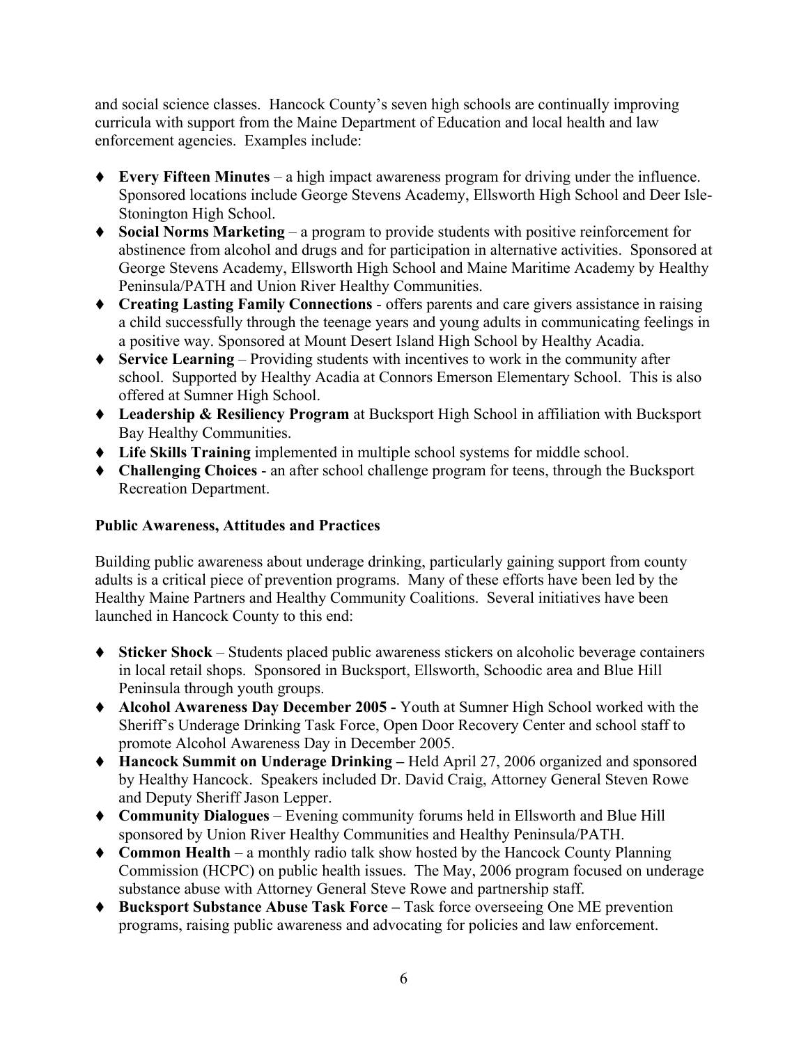and social science classes. Hancock County's seven high schools are continually improving curricula with support from the Maine Department of Education and local health and law enforcement agencies. Examples include:

- **Every Fifteen Minutes** – a high impact awareness program for driving under the influence. Sponsored locations include George Stevens Academy, Ellsworth High School and Deer Isle-Stonington High School.
- **Social Norms Marketing** – a program to provide students with positive reinforcement for abstinence from alcohol and drugs and for participation in alternative activities. Sponsored at George Stevens Academy, Ellsworth High School and Maine Maritime Academy by Healthy Peninsula/PATH and Union River Healthy Communities.
- **Creating Lasting Family Connections** - offers parents and care givers assistance in raising a child successfully through the teenage years and young adults in communicating feelings in a positive way. Sponsored at Mount Desert Island High School by Healthy Acadia.
- **Service Learning** – Providing students with incentives to work in the community after school. Supported by Healthy Acadia at Connors Emerson Elementary School. This is also offered at Sumner High School.
- **Leadership & Resiliency Program** at Bucksport High School in affiliation with Bucksport Bay Healthy Communities.
- **Life Skills Training** implemented in multiple school systems for middle school.
- **Challenging Choices** - an after school challenge program for teens, through the Bucksport Recreation Department.

**Public Awareness, Attitudes and Practices**

Building public awareness about underage drinking, particularly gaining support from county adults is a critical piece of prevention programs. Many of these efforts have been led by the Healthy Maine Partners and Healthy Community Coalitions. Several initiatives have been launched in Hancock County to this end:

- **Sticker Shock** – Students placed public awareness stickers on alcoholic beverage containers in local retail shops. Sponsored in Bucksport, Ellsworth, Schoodic area and Blue Hill Peninsula through youth groups.
- **Alcohol Awareness Day December 2005 -** Youth at Sumner High School worked with the Sheriff's Underage Drinking Task Force, Open Door Recovery Center and school staff to promote Alcohol Awareness Day in December 2005.
- **Hancock Summit on Underage Drinking –** Held April 27, 2006 organized and sponsored by Healthy Hancock. Speakers included Dr. David Craig, Attorney General Steven Rowe and Deputy Sheriff Jason Lepper.
- **Community Dialogues** – Evening community forums held in Ellsworth and Blue Hill sponsored by Union River Healthy Communities and Healthy Peninsula/PATH.
- **Common Health** – a monthly radio talk show hosted by the Hancock County Planning Commission (HCPC) on public health issues. The May, 2006 program focused on underage substance abuse with Attorney General Steve Rowe and partnership staff.
- **Bucksport Substance Abuse Task Force –** Task force overseeing One ME prevention programs, raising public awareness and advocating for policies and law enforcement.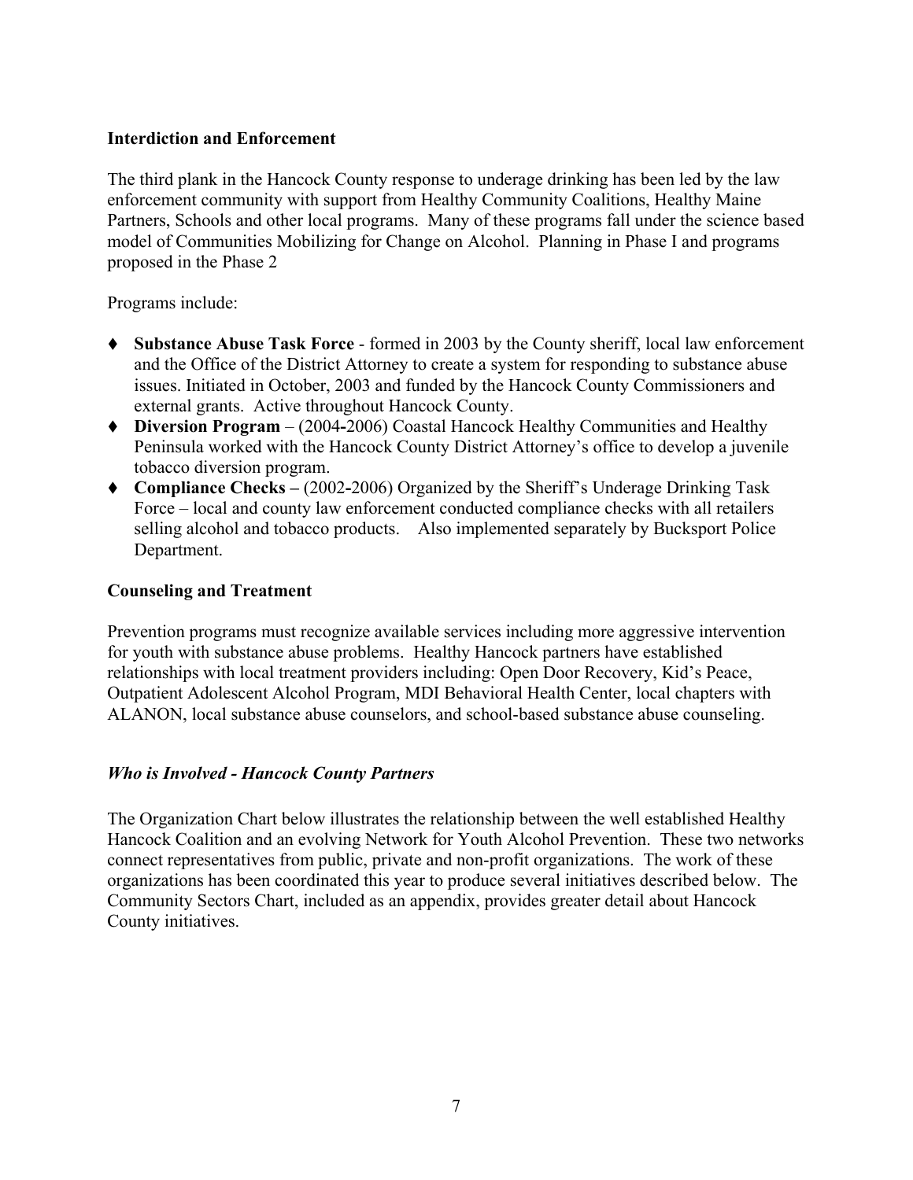**Interdiction and Enforcement**

The third plank in the Hancock County response to underage drinking has been led by the law enforcement community with support from Healthy Community Coalitions, Healthy Maine Partners, Schools and other local programs. Many of these programs fall under the science based model of Communities Mobilizing for Change on Alcohol. Planning in Phase I and programs proposed in the Phase 2

Programs include:

- **Substance Abuse Task Force** - formed in 2003 by the County sheriff, local law enforcement and the Office of the District Attorney to create a system for responding to substance abuse issues. Initiated in October, 2003 and funded by the Hancock County Commissioners and external grants. Active throughout Hancock County.
- **Diversion Program** – (2004-2006) Coastal Hancock Healthy Communities and Healthy Peninsula worked with the Hancock County District Attorney's office to develop a juvenile tobacco diversion program.
- **Compliance Checks –** (2002-2006) Organized by the Sheriff's Underage Drinking Task Force – local and county law enforcement conducted compliance checks with all retailers selling alcohol and tobacco products. Also implemented separately by Bucksport Police Department.

**Counseling and Treatment**

Prevention programs must recognize available services including more aggressive intervention for youth with substance abuse problems. Healthy Hancock partners have established relationships with local treatment providers including: Open Door Recovery, Kid's Peace, Outpatient Adolescent Alcohol Program, MDI Behavioral Health Center, local chapters with ALANON, local substance abuse counselors, and school-based substance abuse counseling.

***Who is Involved - Hancock County Partners***

The Organization Chart below illustrates the relationship between the well established Healthy Hancock Coalition and an evolving Network for Youth Alcohol Prevention. These two networks connect representatives from public, private and non-profit organizations. The work of these organizations has been coordinated this year to produce several initiatives described below. The Community Sectors Chart, included as an appendix, provides greater detail about Hancock County initiatives.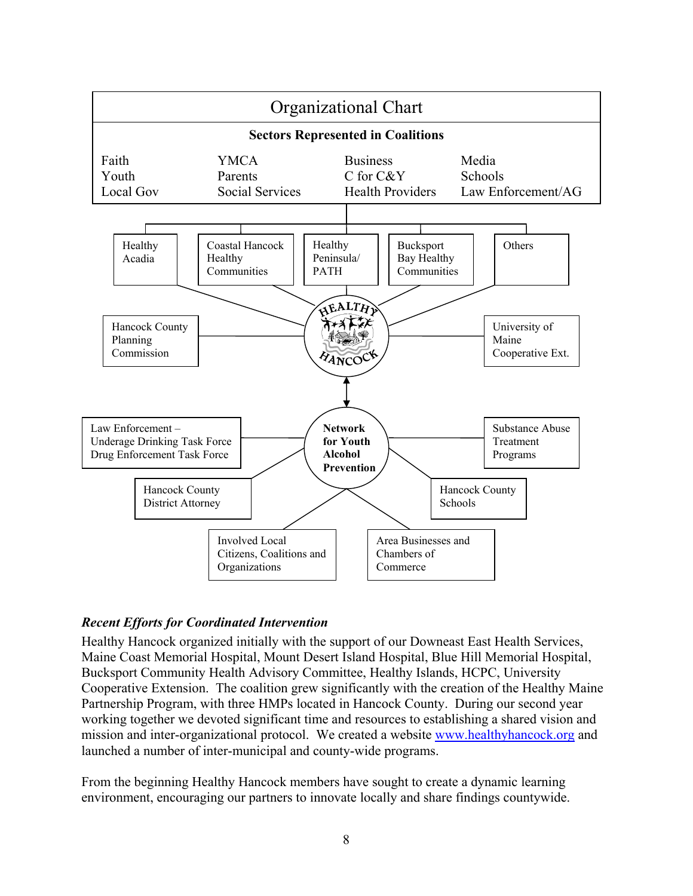## Organizational Chart

**Sectors Represented in Coalitions**

| | | | |
|---|---|---|---|
| Faith | YMCA | Business | Media |
| Youth | Parents | C for C&Y | Schools |
| Local Gov | Social Services | Health Providers | Law Enforcement/AG |

Healthy Acadia

Coastal Hancock Healthy Communities

Healthy Peninsula/ PATH

Bucksport Bay Healthy Communities

Others

HEALTHY HANCOCK

Hancock County Planning Commission

University of Maine Cooperative Ext.

**Network for Youth Alcohol Prevention**

Law Enforcement – Underage Drinking Task Force Drug Enforcement Task Force

Substance Abuse Treatment Programs

Hancock County District Attorney

Hancock County Schools

Involved Local Citizens, Coalitions and Organizations

Area Businesses and Chambers of Commerce

***Recent Efforts for Coordinated Intervention***

Healthy Hancock organized initially with the support of our Downeast East Health Services, Maine Coast Memorial Hospital, Mount Desert Island Hospital, Blue Hill Memorial Hospital, Bucksport Community Health Advisory Committee, Healthy Islands, HCPC, University Cooperative Extension. The coalition grew significantly with the creation of the Healthy Maine Partnership Program, with three HMPs located in Hancock County. During our second year working together we devoted significant time and resources to establishing a shared vision and mission and inter-organizational protocol. We created a website www.healthyhancock.org and launched a number of inter-municipal and county-wide programs.

From the beginning Healthy Hancock members have sought to create a dynamic learning environment, encouraging our partners to innovate locally and share findings countywide.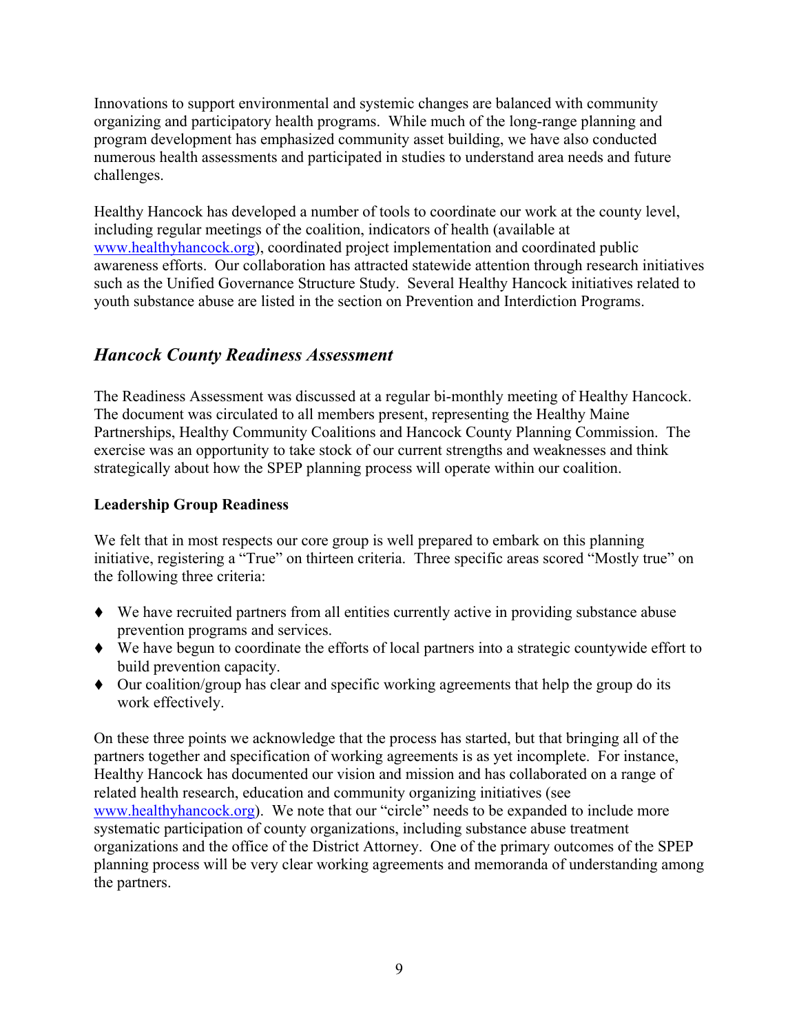Innovations to support environmental and systemic changes are balanced with community organizing and participatory health programs. While much of the long-range planning and program development has emphasized community asset building, we have also conducted numerous health assessments and participated in studies to understand area needs and future challenges.

Healthy Hancock has developed a number of tools to coordinate our work at the county level, including regular meetings of the coalition, indicators of health (available at www.healthyhancock.org), coordinated project implementation and coordinated public awareness efforts. Our collaboration has attracted statewide attention through research initiatives such as the Unified Governance Structure Study. Several Healthy Hancock initiatives related to youth substance abuse are listed in the section on Prevention and Interdiction Programs.

## *Hancock County Readiness Assessment*

The Readiness Assessment was discussed at a regular bi-monthly meeting of Healthy Hancock. The document was circulated to all members present, representing the Healthy Maine Partnerships, Healthy Community Coalitions and Hancock County Planning Commission. The exercise was an opportunity to take stock of our current strengths and weaknesses and think strategically about how the SPEP planning process will operate within our coalition.

### Leadership Group Readiness

We felt that in most respects our core group is well prepared to embark on this planning initiative, registering a "True" on thirteen criteria. Three specific areas scored "Mostly true" on the following three criteria:

- We have recruited partners from all entities currently active in providing substance abuse prevention programs and services.
- We have begun to coordinate the efforts of local partners into a strategic countywide effort to build prevention capacity.
- Our coalition/group has clear and specific working agreements that help the group do its work effectively.

On these three points we acknowledge that the process has started, but that bringing all of the partners together and specification of working agreements is as yet incomplete. For instance, Healthy Hancock has documented our vision and mission and has collaborated on a range of related health research, education and community organizing initiatives (see www.healthyhancock.org). We note that our "circle" needs to be expanded to include more systematic participation of county organizations, including substance abuse treatment organizations and the office of the District Attorney. One of the primary outcomes of the SPEP planning process will be very clear working agreements and memoranda of understanding among the partners.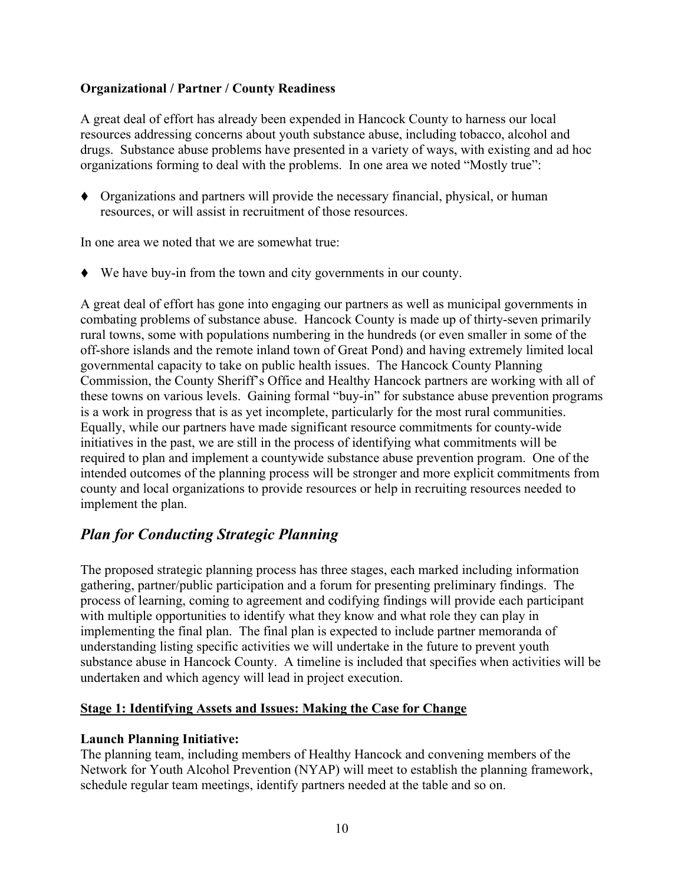**Organizational / Partner / County Readiness**

A great deal of effort has already been expended in Hancock County to harness our local resources addressing concerns about youth substance abuse, including tobacco, alcohol and drugs. Substance abuse problems have presented in a variety of ways, with existing and ad hoc organizations forming to deal with the problems. In one area we noted "Mostly true":

- Organizations and partners will provide the necessary financial, physical, or human resources, or will assist in recruitment of those resources.

In one area we noted that we are somewhat true:

- We have buy-in from the town and city governments in our county.

A great deal of effort has gone into engaging our partners as well as municipal governments in combating problems of substance abuse. Hancock County is made up of thirty-seven primarily rural towns, some with populations numbering in the hundreds (or even smaller in some of the off-shore islands and the remote inland town of Great Pond) and having extremely limited local governmental capacity to take on public health issues. The Hancock County Planning Commission, the County Sheriff's Office and Healthy Hancock partners are working with all of these towns on various levels. Gaining formal "buy-in" for substance abuse prevention programs is a work in progress that is as yet incomplete, particularly for the most rural communities. Equally, while our partners have made significant resource commitments for county-wide initiatives in the past, we are still in the process of identifying what commitments will be required to plan and implement a countywide substance abuse prevention program. One of the intended outcomes of the planning process will be stronger and more explicit commitments from county and local organizations to provide resources or help in recruiting resources needed to implement the plan.

## *Plan for Conducting Strategic Planning*

The proposed strategic planning process has three stages, each marked including information gathering, partner/public participation and a forum for presenting preliminary findings. The process of learning, coming to agreement and codifying findings will provide each participant with multiple opportunities to identify what they know and what role they can play in implementing the final plan. The final plan is expected to include partner memoranda of understanding listing specific activities we will undertake in the future to prevent youth substance abuse in Hancock County. A timeline is included that specifies when activities will be undertaken and which agency will lead in project execution.

**Stage 1: Identifying Assets and Issues: Making the Case for Change**

**Launch Planning Initiative:**
The planning team, including members of Healthy Hancock and convening members of the Network for Youth Alcohol Prevention (NYAP) will meet to establish the planning framework, schedule regular team meetings, identify partners needed at the table and so on.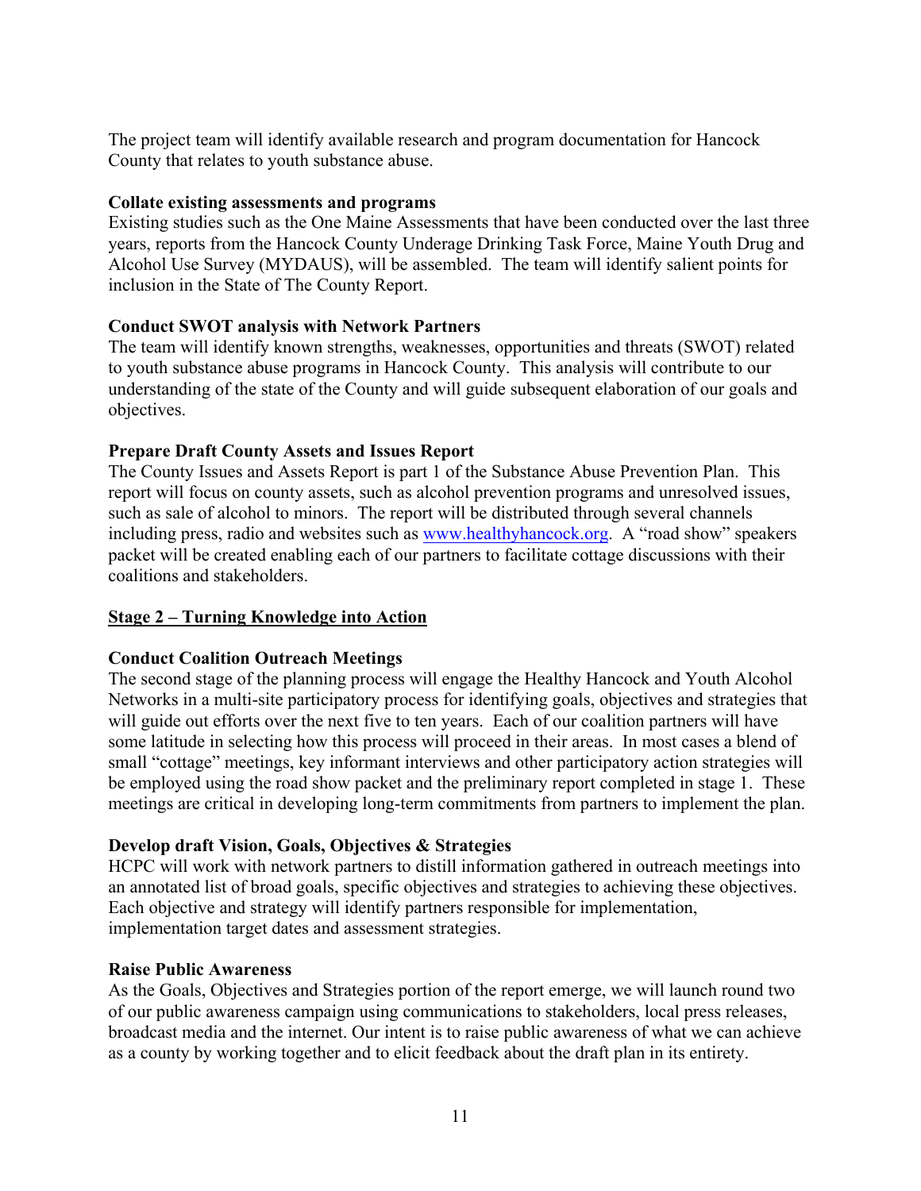The project team will identify available research and program documentation for Hancock County that relates to youth substance abuse.

**Collate existing assessments and programs**

Existing studies such as the One Maine Assessments that have been conducted over the last three years, reports from the Hancock County Underage Drinking Task Force, Maine Youth Drug and Alcohol Use Survey (MYDAUS), will be assembled. The team will identify salient points for inclusion in the State of The County Report.

**Conduct SWOT analysis with Network Partners**

The team will identify known strengths, weaknesses, opportunities and threats (SWOT) related to youth substance abuse programs in Hancock County. This analysis will contribute to our understanding of the state of the County and will guide subsequent elaboration of our goals and objectives.

**Prepare Draft County Assets and Issues Report**

The County Issues and Assets Report is part 1 of the Substance Abuse Prevention Plan. This report will focus on county assets, such as alcohol prevention programs and unresolved issues, such as sale of alcohol to minors. The report will be distributed through several channels including press, radio and websites such as [www.healthyhancock.org](www.healthyhancock.org). A "road show" speakers packet will be created enabling each of our partners to facilitate cottage discussions with their coalitions and stakeholders.

## Stage 2 – Turning Knowledge into Action

**Conduct Coalition Outreach Meetings**

The second stage of the planning process will engage the Healthy Hancock and Youth Alcohol Networks in a multi-site participatory process for identifying goals, objectives and strategies that will guide out efforts over the next five to ten years. Each of our coalition partners will have some latitude in selecting how this process will proceed in their areas. In most cases a blend of small "cottage" meetings, key informant interviews and other participatory action strategies will be employed using the road show packet and the preliminary report completed in stage 1. These meetings are critical in developing long-term commitments from partners to implement the plan.

**Develop draft Vision, Goals, Objectives & Strategies**

HCPC will work with network partners to distill information gathered in outreach meetings into an annotated list of broad goals, specific objectives and strategies to achieving these objectives. Each objective and strategy will identify partners responsible for implementation, implementation target dates and assessment strategies.

**Raise Public Awareness**

As the Goals, Objectives and Strategies portion of the report emerge, we will launch round two of our public awareness campaign using communications to stakeholders, local press releases, broadcast media and the internet. Our intent is to raise public awareness of what we can achieve as a county by working together and to elicit feedback about the draft plan in its entirety.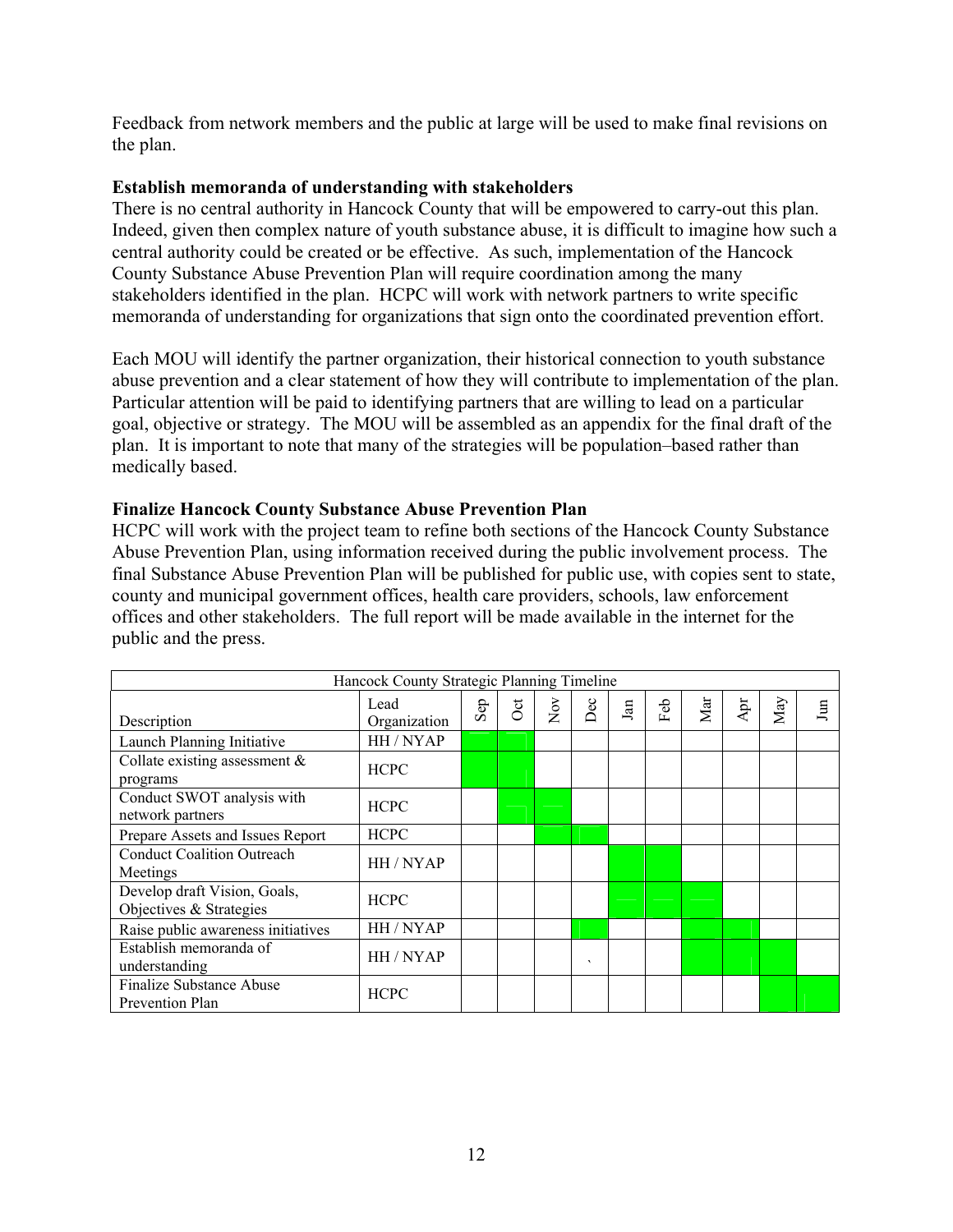Feedback from network members and the public at large will be used to make final revisions on the plan.

**Establish memoranda of understanding with stakeholders**

There is no central authority in Hancock County that will be empowered to carry-out this plan. Indeed, given then complex nature of youth substance abuse, it is difficult to imagine how such a central authority could be created or be effective. As such, implementation of the Hancock County Substance Abuse Prevention Plan will require coordination among the many stakeholders identified in the plan. HCPC will work with network partners to write specific memoranda of understanding for organizations that sign onto the coordinated prevention effort.

Each MOU will identify the partner organization, their historical connection to youth substance abuse prevention and a clear statement of how they will contribute to implementation of the plan. Particular attention will be paid to identifying partners that are willing to lead on a particular goal, objective or strategy. The MOU will be assembled as an appendix for the final draft of the plan. It is important to note that many of the strategies will be population–based rather than medically based.

**Finalize Hancock County Substance Abuse Prevention Plan**

HCPC will work with the project team to refine both sections of the Hancock County Substance Abuse Prevention Plan, using information received during the public involvement process. The final Substance Abuse Prevention Plan will be published for public use, with copies sent to state, county and municipal government offices, health care providers, schools, law enforcement offices and other stakeholders. The full report will be made available in the internet for the public and the press.

| Hancock County Strategic Planning Timeline | | | | | | | | | | | |
|---|---|---|---|---|---|---|---|---|---|---|---|
| Description | Lead Organization | Sep | Oct | Nov | Dec | Jan | Feb | Mar | Apr | May | Jun |
| Launch Planning Initiative | HH / NYAP | ■ | ■ | | | | | | | | |
| Collate existing assessment & programs | HCPC | ■ | ■ | | | | | | | | |
| Conduct SWOT analysis with network partners | HCPC | | ■ | ■ | | | | | | | |
| Prepare Assets and Issues Report | HCPC | | | ■ | ■ | | | | | | |
| Conduct Coalition Outreach Meetings | HH / NYAP | | | | | ■ | ■ | | | | |
| Develop draft Vision, Goals, Objectives & Strategies | HCPC | | | | | ■ | ■ | ■ | | | |
| Raise public awareness initiatives | HH / NYAP | | | | ■ | | | ■ | ■ | | |
| Establish memoranda of understanding | HH / NYAP | | | | ` | | | ■ | ■ | ■ | |
| Finalize Substance Abuse Prevention Plan | HCPC | | | | | | | | | ■ | ■ |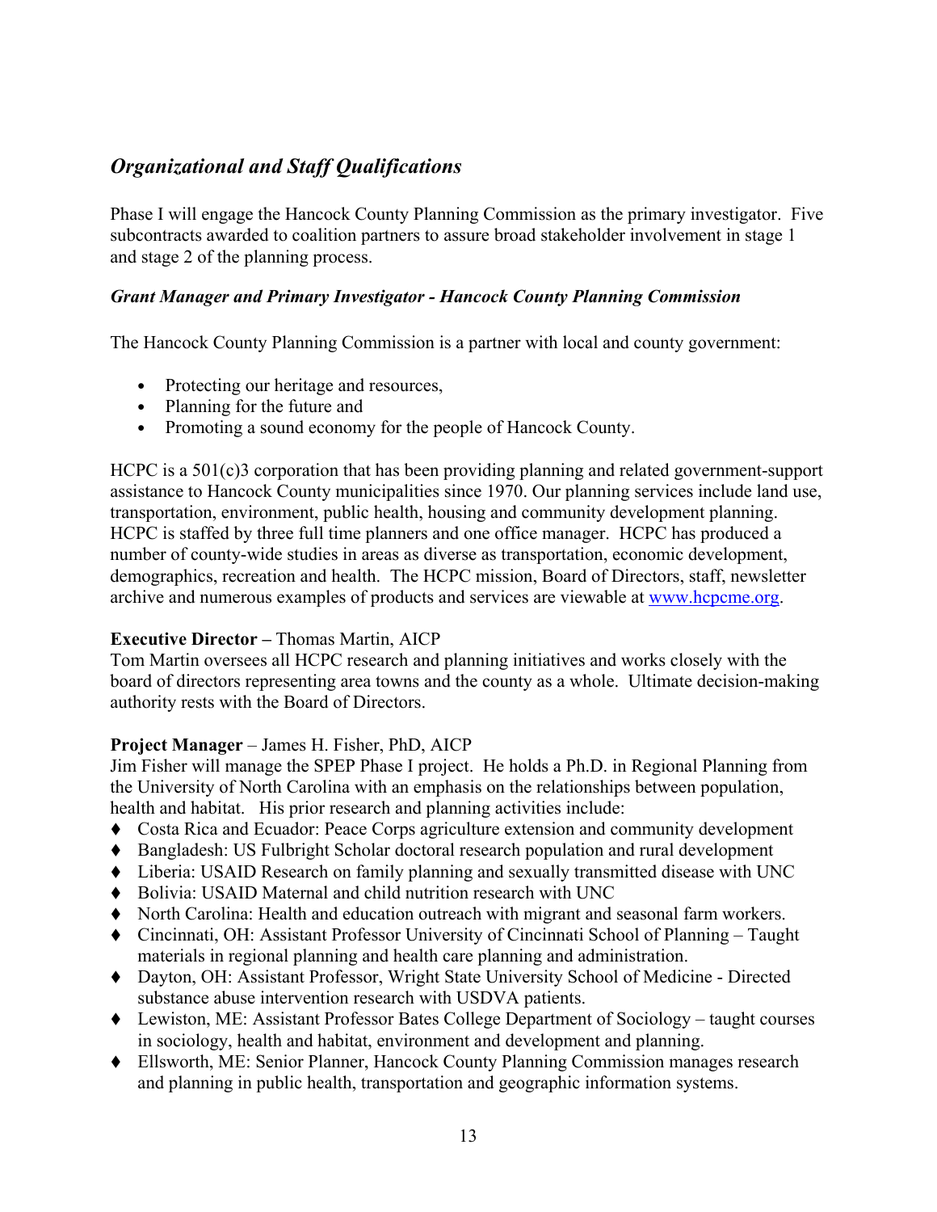## *Organizational and Staff Qualifications*

Phase I will engage the Hancock County Planning Commission as the primary investigator. Five subcontracts awarded to coalition partners to assure broad stakeholder involvement in stage 1 and stage 2 of the planning process.

### *Grant Manager and Primary Investigator - Hancock County Planning Commission*

The Hancock County Planning Commission is a partner with local and county government:

- Protecting our heritage and resources,
- Planning for the future and
- Promoting a sound economy for the people of Hancock County.

HCPC is a 501(c)3 corporation that has been providing planning and related government-support assistance to Hancock County municipalities since 1970. Our planning services include land use, transportation, environment, public health, housing and community development planning. HCPC is staffed by three full time planners and one office manager. HCPC has produced a number of county-wide studies in areas as diverse as transportation, economic development, demographics, recreation and health. The HCPC mission, Board of Directors, staff, newsletter archive and numerous examples of products and services are viewable at www.hcpcme.org.

**Executive Director –** Thomas Martin, AICP
Tom Martin oversees all HCPC research and planning initiatives and works closely with the board of directors representing area towns and the county as a whole. Ultimate decision-making authority rests with the Board of Directors.

**Project Manager** – James H. Fisher, PhD, AICP
Jim Fisher will manage the SPEP Phase I project. He holds a Ph.D. in Regional Planning from the University of North Carolina with an emphasis on the relationships between population, health and habitat. His prior research and planning activities include:

- Costa Rica and Ecuador: Peace Corps agriculture extension and community development
- Bangladesh: US Fulbright Scholar doctoral research population and rural development
- Liberia: USAID Research on family planning and sexually transmitted disease with UNC
- Bolivia: USAID Maternal and child nutrition research with UNC
- North Carolina: Health and education outreach with migrant and seasonal farm workers.
- Cincinnati, OH: Assistant Professor University of Cincinnati School of Planning – Taught materials in regional planning and health care planning and administration.
- Dayton, OH: Assistant Professor, Wright State University School of Medicine - Directed substance abuse intervention research with USDVA patients.
- Lewiston, ME: Assistant Professor Bates College Department of Sociology – taught courses in sociology, health and habitat, environment and development and planning.
- Ellsworth, ME: Senior Planner, Hancock County Planning Commission manages research and planning in public health, transportation and geographic information systems.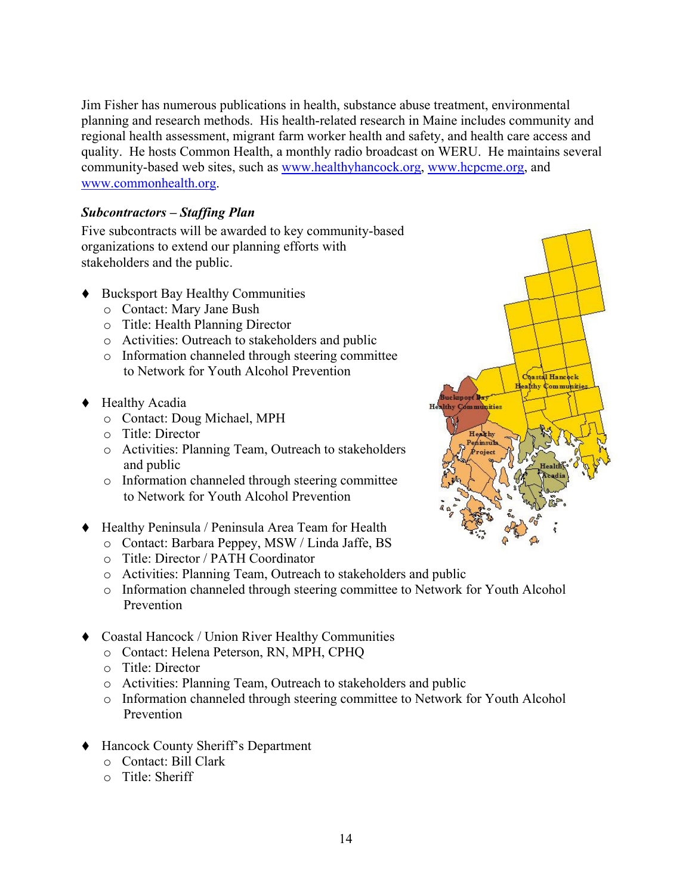Jim Fisher has numerous publications in health, substance abuse treatment, environmental planning and research methods. His health-related research in Maine includes community and regional health assessment, migrant farm worker health and safety, and health care access and quality. He hosts Common Health, a monthly radio broadcast on WERU. He maintains several community-based web sites, such as www.healthyhancock.org, www.hcpcme.org, and www.commonhealth.org.

***Subcontractors – Staffing Plan***

Five subcontracts will be awarded to key community-based organizations to extend our planning efforts with stakeholders and the public.

- Bucksport Bay Healthy Communities
  - Contact: Mary Jane Bush
  - Title: Health Planning Director
  - Activities: Outreach to stakeholders and public
  - Information channeled through steering committee to Network for Youth Alcohol Prevention

- Healthy Acadia
  - Contact: Doug Michael, MPH
  - Title: Director
  - Activities: Planning Team, Outreach to stakeholders and public
  - Information channeled through steering committee to Network for Youth Alcohol Prevention

- Healthy Peninsula / Peninsula Area Team for Health
  - Contact: Barbara Peppey, MSW / Linda Jaffe, BS
  - Title: Director / PATH Coordinator
  - Activities: Planning Team, Outreach to stakeholders and public
  - Information channeled through steering committee to Network for Youth Alcohol Prevention

- Coastal Hancock / Union River Healthy Communities
  - Contact: Helena Peterson, RN, MPH, CPHQ
  - Title: Director
  - Activities: Planning Team, Outreach to stakeholders and public
  - Information channeled through steering committee to Network for Youth Alcohol Prevention

- Hancock County Sheriff's Department
  - Contact: Bill Clark
  - Title: Sheriff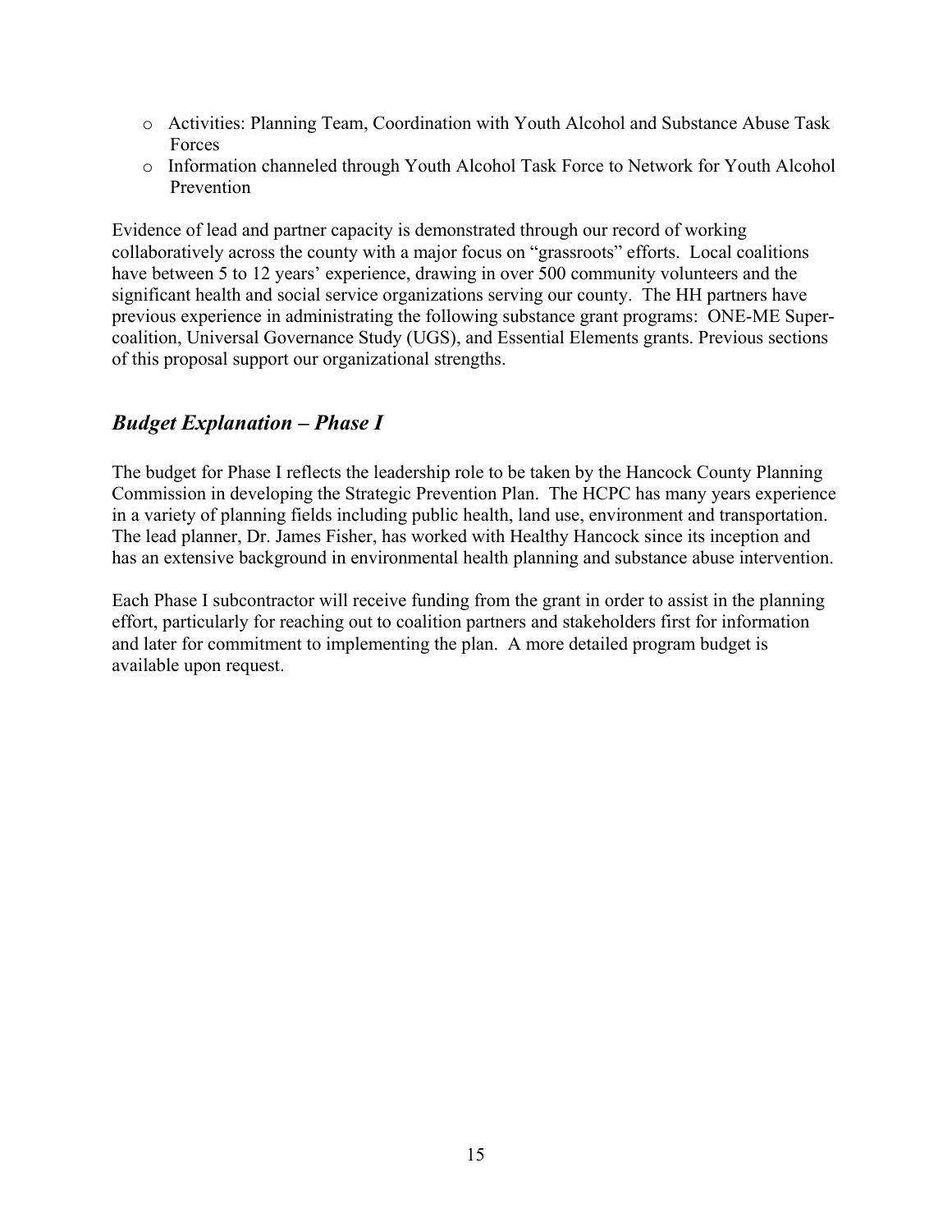- Activities: Planning Team, Coordination with Youth Alcohol and Substance Abuse Task Forces
- Information channeled through Youth Alcohol Task Force to Network for Youth Alcohol Prevention

Evidence of lead and partner capacity is demonstrated through our record of working collaboratively across the county with a major focus on "grassroots" efforts. Local coalitions have between 5 to 12 years' experience, drawing in over 500 community volunteers and the significant health and social service organizations serving our county. The HH partners have previous experience in administrating the following substance grant programs: ONE-ME Super-coalition, Universal Governance Study (UGS), and Essential Elements grants. Previous sections of this proposal support our organizational strengths.

## *Budget Explanation – Phase I*

The budget for Phase I reflects the leadership role to be taken by the Hancock County Planning Commission in developing the Strategic Prevention Plan. The HCPC has many years experience in a variety of planning fields including public health, land use, environment and transportation. The lead planner, Dr. James Fisher, has worked with Healthy Hancock since its inception and has an extensive background in environmental health planning and substance abuse intervention.

Each Phase I subcontractor will receive funding from the grant in order to assist in the planning effort, particularly for reaching out to coalition partners and stakeholders first for information and later for commitment to implementing the plan. A more detailed program budget is available upon request.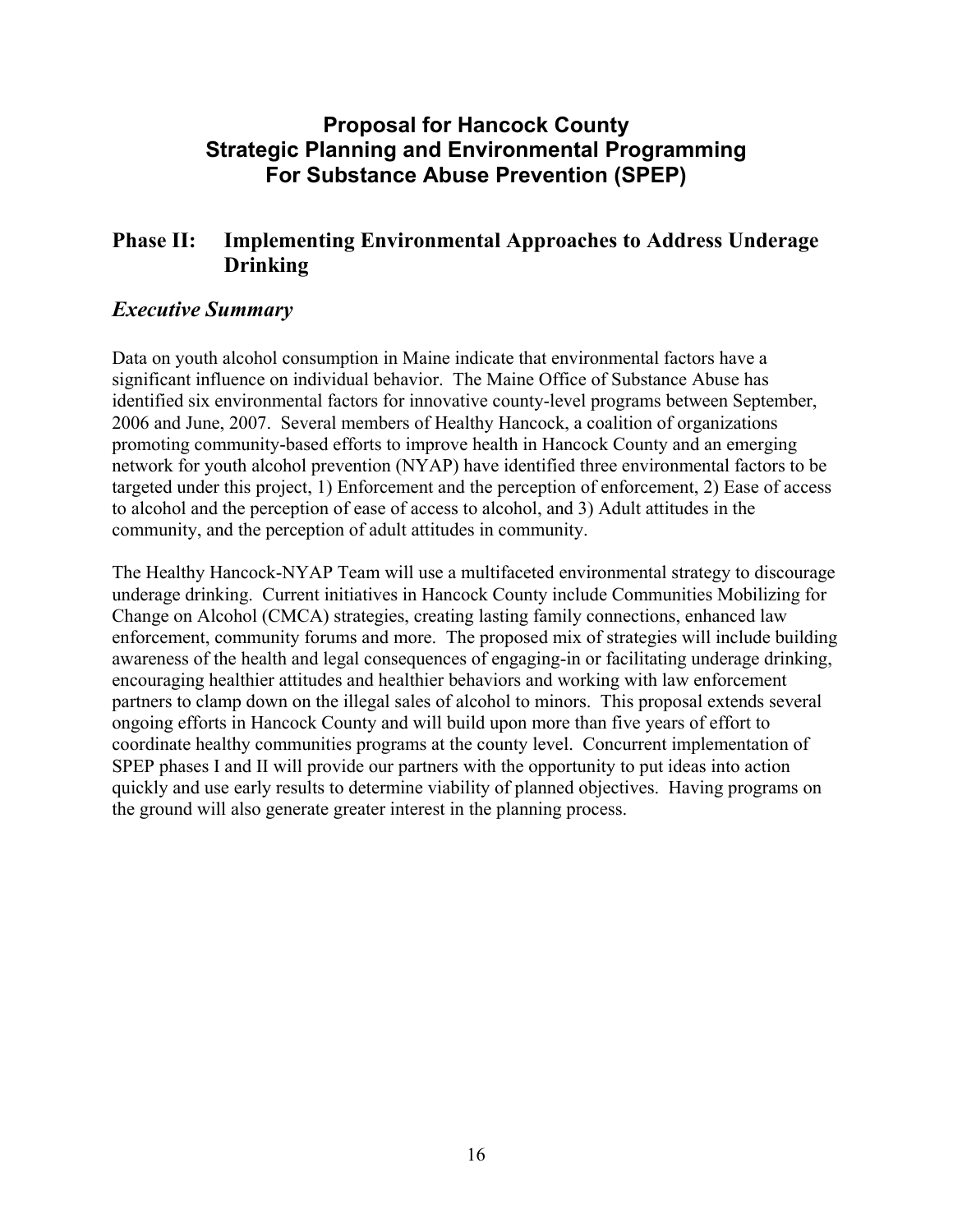# Proposal for Hancock County Strategic Planning and Environmental Programming For Substance Abuse Prevention (SPEP)

## Phase II: Implementing Environmental Approaches to Address Underage Drinking

### *Executive Summary*

Data on youth alcohol consumption in Maine indicate that environmental factors have a significant influence on individual behavior. The Maine Office of Substance Abuse has identified six environmental factors for innovative county-level programs between September, 2006 and June, 2007. Several members of Healthy Hancock, a coalition of organizations promoting community-based efforts to improve health in Hancock County and an emerging network for youth alcohol prevention (NYAP) have identified three environmental factors to be targeted under this project, 1) Enforcement and the perception of enforcement, 2) Ease of access to alcohol and the perception of ease of access to alcohol, and 3) Adult attitudes in the community, and the perception of adult attitudes in community.

The Healthy Hancock-NYAP Team will use a multifaceted environmental strategy to discourage underage drinking. Current initiatives in Hancock County include Communities Mobilizing for Change on Alcohol (CMCA) strategies, creating lasting family connections, enhanced law enforcement, community forums and more. The proposed mix of strategies will include building awareness of the health and legal consequences of engaging-in or facilitating underage drinking, encouraging healthier attitudes and healthier behaviors and working with law enforcement partners to clamp down on the illegal sales of alcohol to minors. This proposal extends several ongoing efforts in Hancock County and will build upon more than five years of effort to coordinate healthy communities programs at the county level. Concurrent implementation of SPEP phases I and II will provide our partners with the opportunity to put ideas into action quickly and use early results to determine viability of planned objectives. Having programs on the ground will also generate greater interest in the planning process.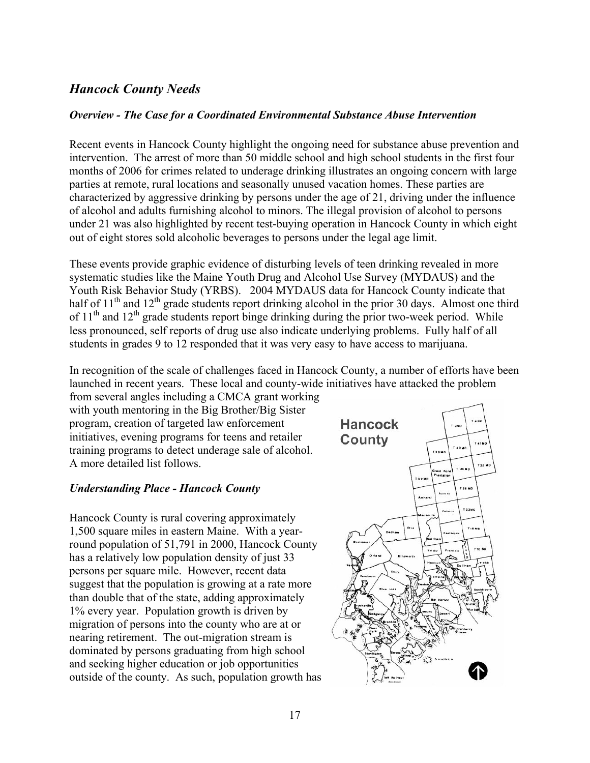## *Hancock County Needs*

### *Overview - The Case for a Coordinated Environmental Substance Abuse Intervention*

Recent events in Hancock County highlight the ongoing need for substance abuse prevention and intervention. The arrest of more than 50 middle school and high school students in the first four months of 2006 for crimes related to underage drinking illustrates an ongoing concern with large parties at remote, rural locations and seasonally unused vacation homes. These parties are characterized by aggressive drinking by persons under the age of 21, driving under the influence of alcohol and adults furnishing alcohol to minors. The illegal provision of alcohol to persons under 21 was also highlighted by recent test-buying operation in Hancock County in which eight out of eight stores sold alcoholic beverages to persons under the legal age limit.

These events provide graphic evidence of disturbing levels of teen drinking revealed in more systematic studies like the Maine Youth Drug and Alcohol Use Survey (MYDAUS) and the Youth Risk Behavior Study (YRBS). 2004 MYDAUS data for Hancock County indicate that half of 11th and 12th grade students report drinking alcohol in the prior 30 days. Almost one third of 11th and 12th grade students report binge drinking during the prior two-week period. While less pronounced, self reports of drug use also indicate underlying problems. Fully half of all students in grades 9 to 12 responded that it was very easy to have access to marijuana.

In recognition of the scale of challenges faced in Hancock County, a number of efforts have been launched in recent years. These local and county-wide initiatives have attacked the problem from several angles including a CMCA grant working with youth mentoring in the Big Brother/Big Sister program, creation of targeted law enforcement initiatives, evening programs for teens and retailer training programs to detect underage sale of alcohol. A more detailed list follows.

### *Understanding Place - Hancock County*

Hancock County is rural covering approximately 1,500 square miles in eastern Maine. With a year-round population of 51,791 in 2000, Hancock County has a relatively low population density of just 33 persons per square mile. However, recent data suggest that the population is growing at a rate more than double that of the state, adding approximately 1% every year. Population growth is driven by migration of persons into the county who are at or nearing retirement. The out-migration stream is dominated by persons graduating from high school and seeking higher education or job opportunities outside of the county. As such, population growth has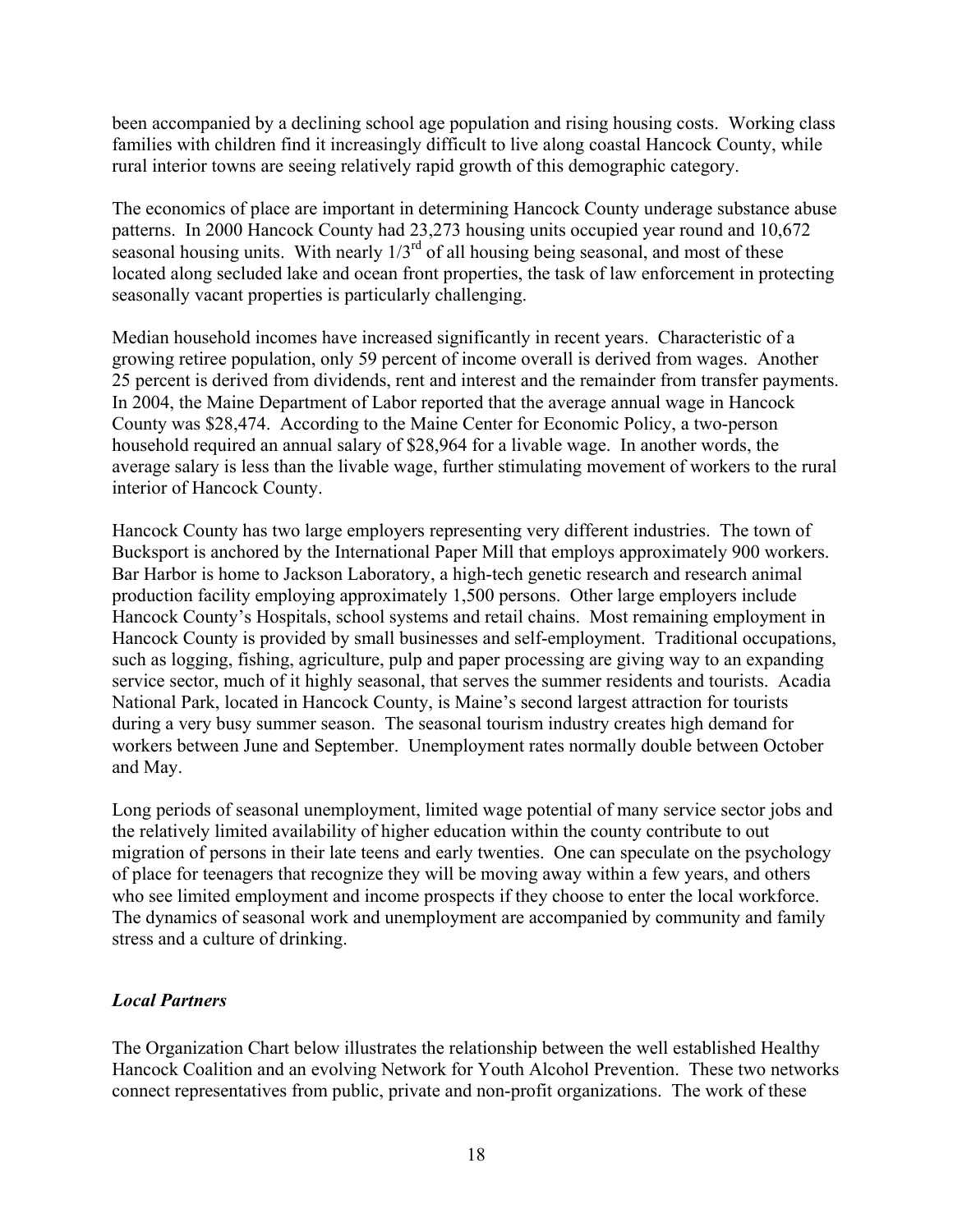been accompanied by a declining school age population and rising housing costs. Working class families with children find it increasingly difficult to live along coastal Hancock County, while rural interior towns are seeing relatively rapid growth of this demographic category.

The economics of place are important in determining Hancock County underage substance abuse patterns. In 2000 Hancock County had 23,273 housing units occupied year round and 10,672 seasonal housing units. With nearly 1/3rd of all housing being seasonal, and most of these located along secluded lake and ocean front properties, the task of law enforcement in protecting seasonally vacant properties is particularly challenging.

Median household incomes have increased significantly in recent years. Characteristic of a growing retiree population, only 59 percent of income overall is derived from wages. Another 25 percent is derived from dividends, rent and interest and the remainder from transfer payments. In 2004, the Maine Department of Labor reported that the average annual wage in Hancock County was $28,474. According to the Maine Center for Economic Policy, a two-person household required an annual salary of $28,964 for a livable wage. In another words, the average salary is less than the livable wage, further stimulating movement of workers to the rural interior of Hancock County.

Hancock County has two large employers representing very different industries. The town of Bucksport is anchored by the International Paper Mill that employs approximately 900 workers. Bar Harbor is home to Jackson Laboratory, a high-tech genetic research and research animal production facility employing approximately 1,500 persons. Other large employers include Hancock County's Hospitals, school systems and retail chains. Most remaining employment in Hancock County is provided by small businesses and self-employment. Traditional occupations, such as logging, fishing, agriculture, pulp and paper processing are giving way to an expanding service sector, much of it highly seasonal, that serves the summer residents and tourists. Acadia National Park, located in Hancock County, is Maine's second largest attraction for tourists during a very busy summer season. The seasonal tourism industry creates high demand for workers between June and September. Unemployment rates normally double between October and May.

Long periods of seasonal unemployment, limited wage potential of many service sector jobs and the relatively limited availability of higher education within the county contribute to out migration of persons in their late teens and early twenties. One can speculate on the psychology of place for teenagers that recognize they will be moving away within a few years, and others who see limited employment and income prospects if they choose to enter the local workforce. The dynamics of seasonal work and unemployment are accompanied by community and family stress and a culture of drinking.

### *Local Partners*

The Organization Chart below illustrates the relationship between the well established Healthy Hancock Coalition and an evolving Network for Youth Alcohol Prevention. These two networks connect representatives from public, private and non-profit organizations. The work of these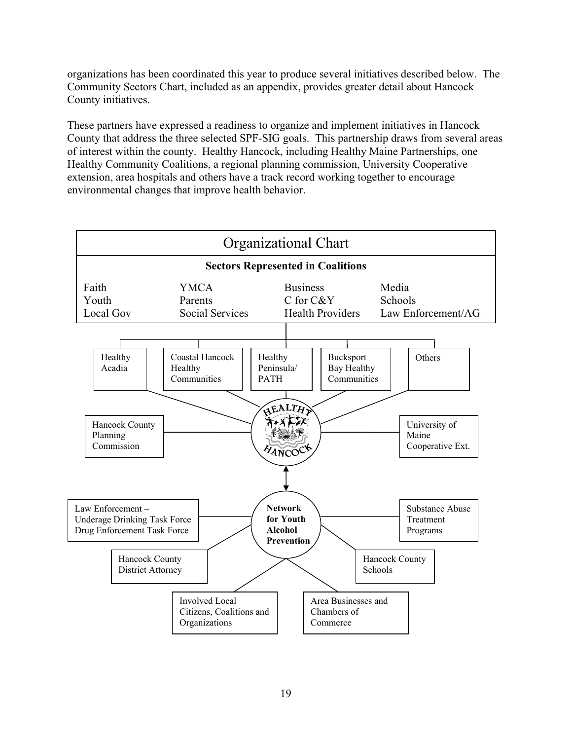organizations has been coordinated this year to produce several initiatives described below. The Community Sectors Chart, included as an appendix, provides greater detail about Hancock County initiatives.

These partners have expressed a readiness to organize and implement initiatives in Hancock County that address the three selected SPF-SIG goals. This partnership draws from several areas of interest within the county. Healthy Hancock, including Healthy Maine Partnerships, one Healthy Community Coalitions, a regional planning commission, University Cooperative extension, area hospitals and others have a track record working together to encourage environmental changes that improve health behavior.

## Organizational Chart

**Sectors Represented in Coalitions**

| | | | |
|---|---|---|---|
| Faith | YMCA | Business | Media |
| Youth | Parents | C for C&Y | Schools |
| Local Gov | Social Services | Health Providers | Law Enforcement/AG |

Healthy Hancock:
- Healthy Acadia
- Coastal Hancock Healthy Communities
- Healthy Peninsula/ PATH
- Bucksport Bay Healthy Communities
- Others
- Hancock County Planning Commission
- University of Maine Cooperative Ext.

Network for Youth Alcohol Prevention:
- Law Enforcement – Underage Drinking Task Force Drug Enforcement Task Force
- Substance Abuse Treatment Programs
- Hancock County District Attorney
- Hancock County Schools
- Involved Local Citizens, Coalitions and Organizations
- Area Businesses and Chambers of Commerce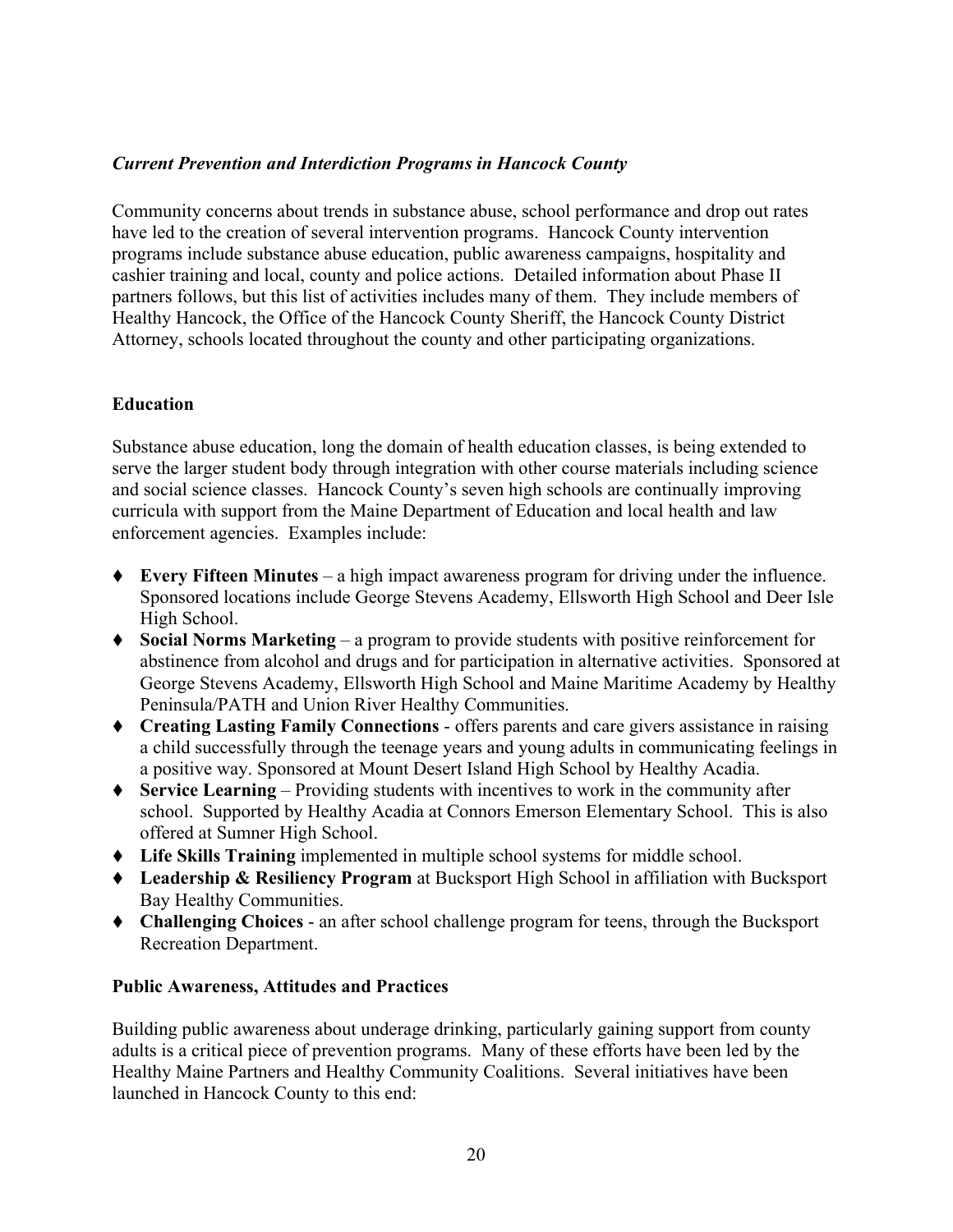***Current Prevention and Interdiction Programs in Hancock County***

Community concerns about trends in substance abuse, school performance and drop out rates have led to the creation of several intervention programs. Hancock County intervention programs include substance abuse education, public awareness campaigns, hospitality and cashier training and local, county and police actions. Detailed information about Phase II partners follows, but this list of activities includes many of them. They include members of Healthy Hancock, the Office of the Hancock County Sheriff, the Hancock County District Attorney, schools located throughout the county and other participating organizations.

**Education**

Substance abuse education, long the domain of health education classes, is being extended to serve the larger student body through integration with other course materials including science and social science classes. Hancock County's seven high schools are continually improving curricula with support from the Maine Department of Education and local health and law enforcement agencies. Examples include:

- **Every Fifteen Minutes** – a high impact awareness program for driving under the influence. Sponsored locations include George Stevens Academy, Ellsworth High School and Deer Isle High School.
- **Social Norms Marketing** – a program to provide students with positive reinforcement for abstinence from alcohol and drugs and for participation in alternative activities. Sponsored at George Stevens Academy, Ellsworth High School and Maine Maritime Academy by Healthy Peninsula/PATH and Union River Healthy Communities.
- **Creating Lasting Family Connections** - offers parents and care givers assistance in raising a child successfully through the teenage years and young adults in communicating feelings in a positive way. Sponsored at Mount Desert Island High School by Healthy Acadia.
- **Service Learning** – Providing students with incentives to work in the community after school. Supported by Healthy Acadia at Connors Emerson Elementary School. This is also offered at Sumner High School.
- **Life Skills Training** implemented in multiple school systems for middle school.
- **Leadership & Resiliency Program** at Bucksport High School in affiliation with Bucksport Bay Healthy Communities.
- **Challenging Choices** - an after school challenge program for teens, through the Bucksport Recreation Department.

**Public Awareness, Attitudes and Practices**

Building public awareness about underage drinking, particularly gaining support from county adults is a critical piece of prevention programs. Many of these efforts have been led by the Healthy Maine Partners and Healthy Community Coalitions. Several initiatives have been launched in Hancock County to this end: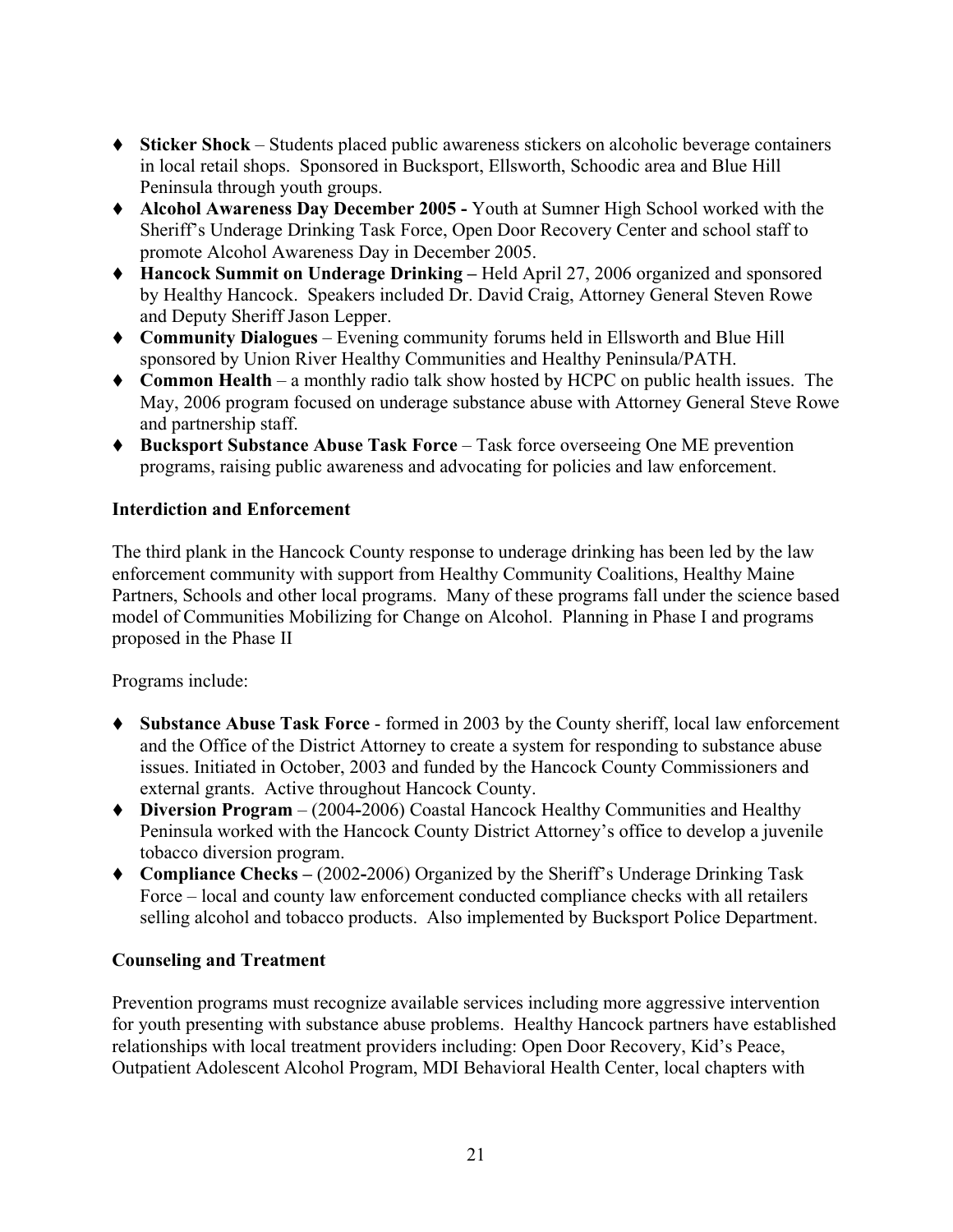- **Sticker Shock** – Students placed public awareness stickers on alcoholic beverage containers in local retail shops. Sponsored in Bucksport, Ellsworth, Schoodic area and Blue Hill Peninsula through youth groups.
- **Alcohol Awareness Day December 2005 -** Youth at Sumner High School worked with the Sheriff's Underage Drinking Task Force, Open Door Recovery Center and school staff to promote Alcohol Awareness Day in December 2005.
- **Hancock Summit on Underage Drinking –** Held April 27, 2006 organized and sponsored by Healthy Hancock. Speakers included Dr. David Craig, Attorney General Steven Rowe and Deputy Sheriff Jason Lepper.
- **Community Dialogues** – Evening community forums held in Ellsworth and Blue Hill sponsored by Union River Healthy Communities and Healthy Peninsula/PATH.
- **Common Health** – a monthly radio talk show hosted by HCPC on public health issues. The May, 2006 program focused on underage substance abuse with Attorney General Steve Rowe and partnership staff.
- **Bucksport Substance Abuse Task Force** – Task force overseeing One ME prevention programs, raising public awareness and advocating for policies and law enforcement.

**Interdiction and Enforcement**

The third plank in the Hancock County response to underage drinking has been led by the law enforcement community with support from Healthy Community Coalitions, Healthy Maine Partners, Schools and other local programs. Many of these programs fall under the science based model of Communities Mobilizing for Change on Alcohol. Planning in Phase I and programs proposed in the Phase II

Programs include:

- **Substance Abuse Task Force** - formed in 2003 by the County sheriff, local law enforcement and the Office of the District Attorney to create a system for responding to substance abuse issues. Initiated in October, 2003 and funded by the Hancock County Commissioners and external grants. Active throughout Hancock County.
- **Diversion Program** – (2004-2006) Coastal Hancock Healthy Communities and Healthy Peninsula worked with the Hancock County District Attorney's office to develop a juvenile tobacco diversion program.
- **Compliance Checks –** (2002-2006) Organized by the Sheriff's Underage Drinking Task Force – local and county law enforcement conducted compliance checks with all retailers selling alcohol and tobacco products. Also implemented by Bucksport Police Department.

**Counseling and Treatment**

Prevention programs must recognize available services including more aggressive intervention for youth presenting with substance abuse problems. Healthy Hancock partners have established relationships with local treatment providers including: Open Door Recovery, Kid's Peace, Outpatient Adolescent Alcohol Program, MDI Behavioral Health Center, local chapters with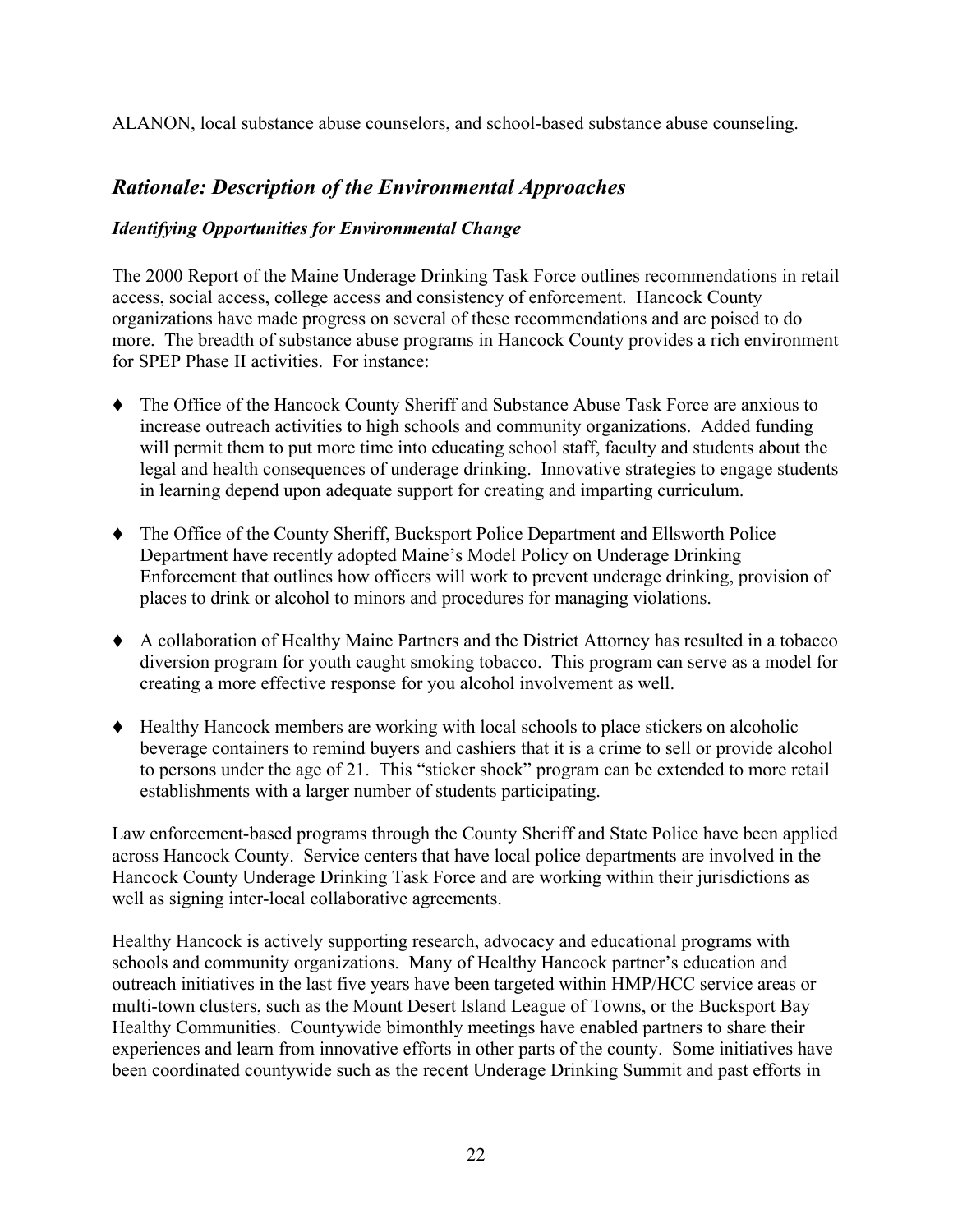ALANON, local substance abuse counselors, and school-based substance abuse counseling.

## *Rationale: Description of the Environmental Approaches*

### *Identifying Opportunities for Environmental Change*

The 2000 Report of the Maine Underage Drinking Task Force outlines recommendations in retail access, social access, college access and consistency of enforcement. Hancock County organizations have made progress on several of these recommendations and are poised to do more. The breadth of substance abuse programs in Hancock County provides a rich environment for SPEP Phase II activities. For instance:

- The Office of the Hancock County Sheriff and Substance Abuse Task Force are anxious to increase outreach activities to high schools and community organizations. Added funding will permit them to put more time into educating school staff, faculty and students about the legal and health consequences of underage drinking. Innovative strategies to engage students in learning depend upon adequate support for creating and imparting curriculum.

- The Office of the County Sheriff, Bucksport Police Department and Ellsworth Police Department have recently adopted Maine's Model Policy on Underage Drinking Enforcement that outlines how officers will work to prevent underage drinking, provision of places to drink or alcohol to minors and procedures for managing violations.

- A collaboration of Healthy Maine Partners and the District Attorney has resulted in a tobacco diversion program for youth caught smoking tobacco. This program can serve as a model for creating a more effective response for you alcohol involvement as well.

- Healthy Hancock members are working with local schools to place stickers on alcoholic beverage containers to remind buyers and cashiers that it is a crime to sell or provide alcohol to persons under the age of 21. This "sticker shock" program can be extended to more retail establishments with a larger number of students participating.

Law enforcement-based programs through the County Sheriff and State Police have been applied across Hancock County. Service centers that have local police departments are involved in the Hancock County Underage Drinking Task Force and are working within their jurisdictions as well as signing inter-local collaborative agreements.

Healthy Hancock is actively supporting research, advocacy and educational programs with schools and community organizations. Many of Healthy Hancock partner's education and outreach initiatives in the last five years have been targeted within HMP/HCC service areas or multi-town clusters, such as the Mount Desert Island League of Towns, or the Bucksport Bay Healthy Communities. Countywide bimonthly meetings have enabled partners to share their experiences and learn from innovative efforts in other parts of the county. Some initiatives have been coordinated countywide such as the recent Underage Drinking Summit and past efforts in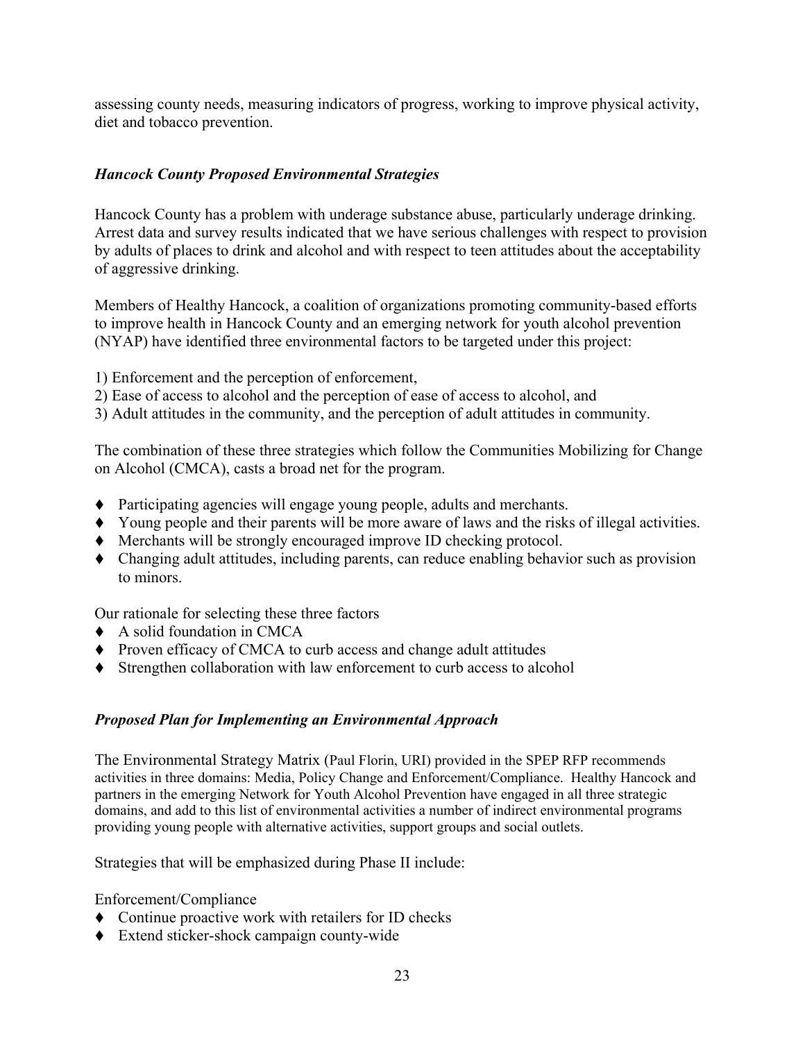assessing county needs, measuring indicators of progress, working to improve physical activity, diet and tobacco prevention.

### *Hancock County Proposed Environmental Strategies*

Hancock County has a problem with underage substance abuse, particularly underage drinking. Arrest data and survey results indicated that we have serious challenges with respect to provision by adults of places to drink and alcohol and with respect to teen attitudes about the acceptability of aggressive drinking.

Members of Healthy Hancock, a coalition of organizations promoting community-based efforts to improve health in Hancock County and an emerging network for youth alcohol prevention (NYAP) have identified three environmental factors to be targeted under this project:

1) Enforcement and the perception of enforcement,
2) Ease of access to alcohol and the perception of ease of access to alcohol, and
3) Adult attitudes in the community, and the perception of adult attitudes in community.

The combination of these three strategies which follow the Communities Mobilizing for Change on Alcohol (CMCA), casts a broad net for the program.

- Participating agencies will engage young people, adults and merchants.
- Young people and their parents will be more aware of laws and the risks of illegal activities.
- Merchants will be strongly encouraged improve ID checking protocol.
- Changing adult attitudes, including parents, can reduce enabling behavior such as provision to minors.

Our rationale for selecting these three factors

- A solid foundation in CMCA
- Proven efficacy of CMCA to curb access and change adult attitudes
- Strengthen collaboration with law enforcement to curb access to alcohol

### *Proposed Plan for Implementing an Environmental Approach*

The Environmental Strategy Matrix (Paul Florin, URI) provided in the SPEP RFP recommends activities in three domains: Media, Policy Change and Enforcement/Compliance. Healthy Hancock and partners in the emerging Network for Youth Alcohol Prevention have engaged in all three strategic domains, and add to this list of environmental activities a number of indirect environmental programs providing young people with alternative activities, support groups and social outlets.

Strategies that will be emphasized during Phase II include:

Enforcement/Compliance

- Continue proactive work with retailers for ID checks
- Extend sticker-shock campaign county-wide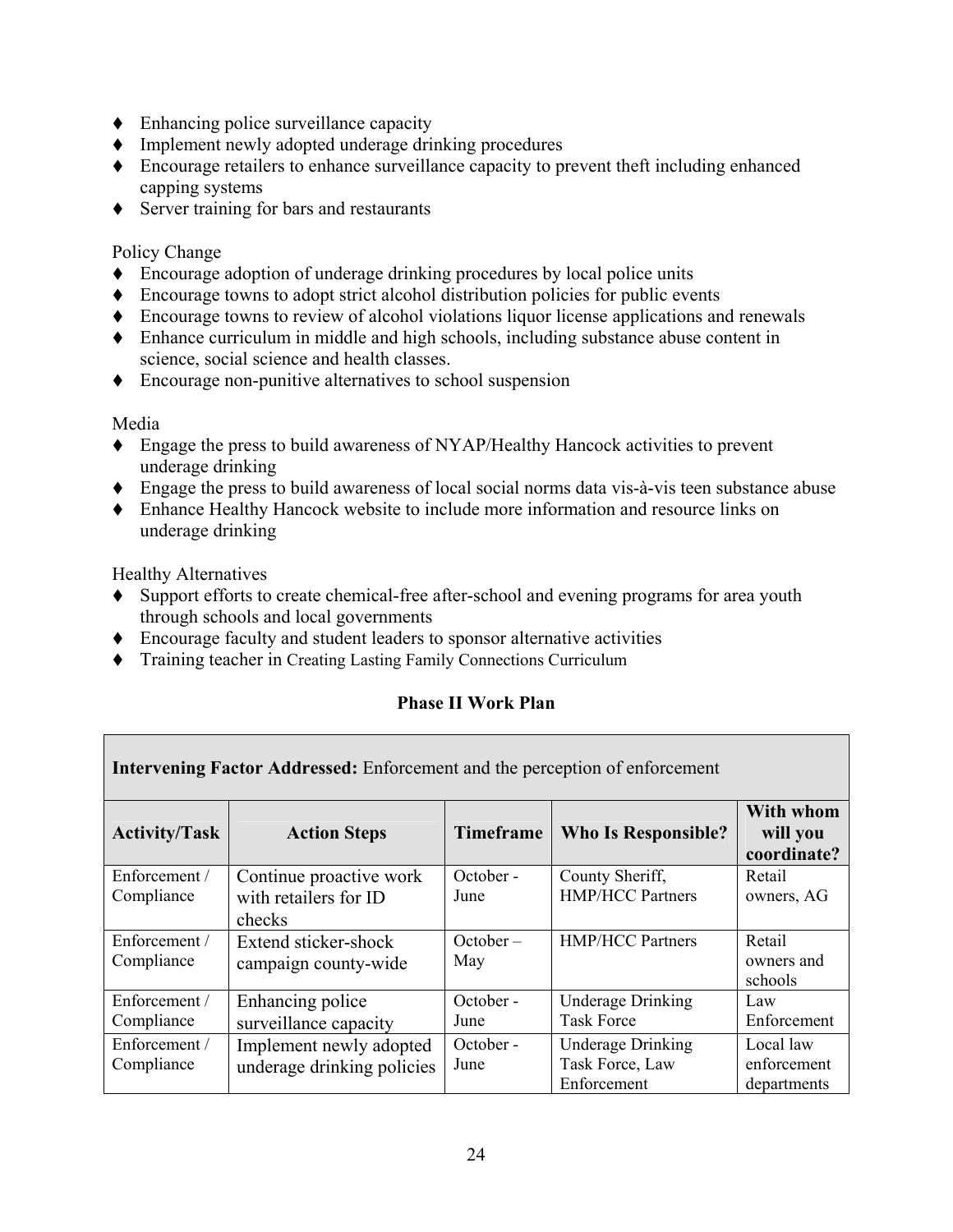- Enhancing police surveillance capacity
- Implement newly adopted underage drinking procedures
- Encourage retailers to enhance surveillance capacity to prevent theft including enhanced capping systems
- Server training for bars and restaurants

Policy Change

- Encourage adoption of underage drinking procedures by local police units
- Encourage towns to adopt strict alcohol distribution policies for public events
- Encourage towns to review of alcohol violations liquor license applications and renewals
- Enhance curriculum in middle and high schools, including substance abuse content in science, social science and health classes.
- Encourage non-punitive alternatives to school suspension

Media

- Engage the press to build awareness of NYAP/Healthy Hancock activities to prevent underage drinking
- Engage the press to build awareness of local social norms data vis-à-vis teen substance abuse
- Enhance Healthy Hancock website to include more information and resource links on underage drinking

Healthy Alternatives

- Support efforts to create chemical-free after-school and evening programs for area youth through schools and local governments
- Encourage faculty and student leaders to sponsor alternative activities
- Training teacher in Creating Lasting Family Connections Curriculum

### Phase II Work Plan

| **Intervening Factor Addressed:** Enforcement and the perception of enforcement | | | | |
|---|---|---|---|---|
| **Activity/Task** | **Action Steps** | **Timeframe** | **Who Is Responsible?** | **With whom will you coordinate?** |
| Enforcement / Compliance | Continue proactive work with retailers for ID checks | October - June | County Sheriff, HMP/HCC Partners | Retail owners, AG |
| Enforcement / Compliance | Extend sticker-shock campaign county-wide | October – May | HMP/HCC Partners | Retail owners and schools |
| Enforcement / Compliance | Enhancing police surveillance capacity | October - June | Underage Drinking Task Force | Law Enforcement |
| Enforcement / Compliance | Implement newly adopted underage drinking policies | October - June | Underage Drinking Task Force, Law Enforcement | Local law enforcement departments |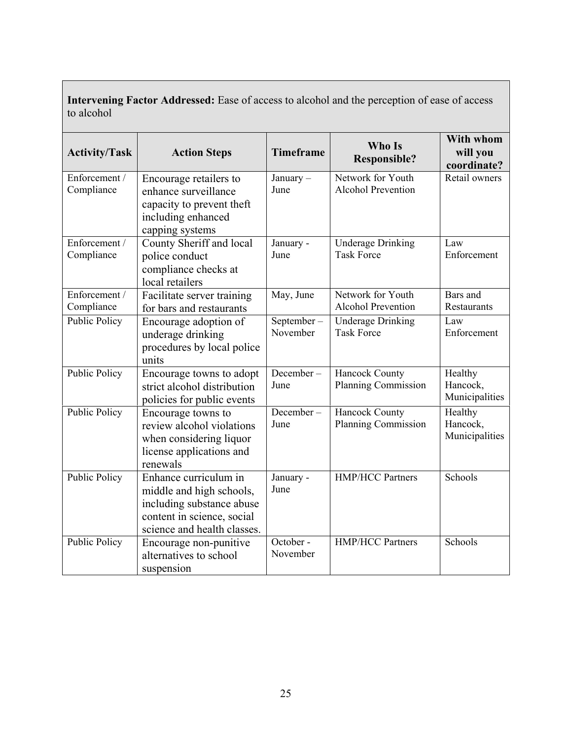**Intervening Factor Addressed:** Ease of access to alcohol and the perception of ease of access to alcohol

| Activity/Task | Action Steps | Timeframe | Who Is Responsible? | With whom will you coordinate? |
|---|---|---|---|---|
| Enforcement / Compliance | Encourage retailers to enhance surveillance capacity to prevent theft including enhanced capping systems | January – June | Network for Youth Alcohol Prevention | Retail owners |
| Enforcement / Compliance | County Sheriff and local police conduct compliance checks at local retailers | January - June | Underage Drinking Task Force | Law Enforcement |
| Enforcement / Compliance | Facilitate server training for bars and restaurants | May, June | Network for Youth Alcohol Prevention | Bars and Restaurants |
| Public Policy | Encourage adoption of underage drinking procedures by local police units | September – November | Underage Drinking Task Force | Law Enforcement |
| Public Policy | Encourage towns to adopt strict alcohol distribution policies for public events | December – June | Hancock County Planning Commission | Healthy Hancock, Municipalities |
| Public Policy | Encourage towns to review alcohol violations when considering liquor license applications and renewals | December – June | Hancock County Planning Commission | Healthy Hancock, Municipalities |
| Public Policy | Enhance curriculum in middle and high schools, including substance abuse content in science, social science and health classes. | January - June | HMP/HCC Partners | Schools |
| Public Policy | Encourage non-punitive alternatives to school suspension | October - November | HMP/HCC Partners | Schools |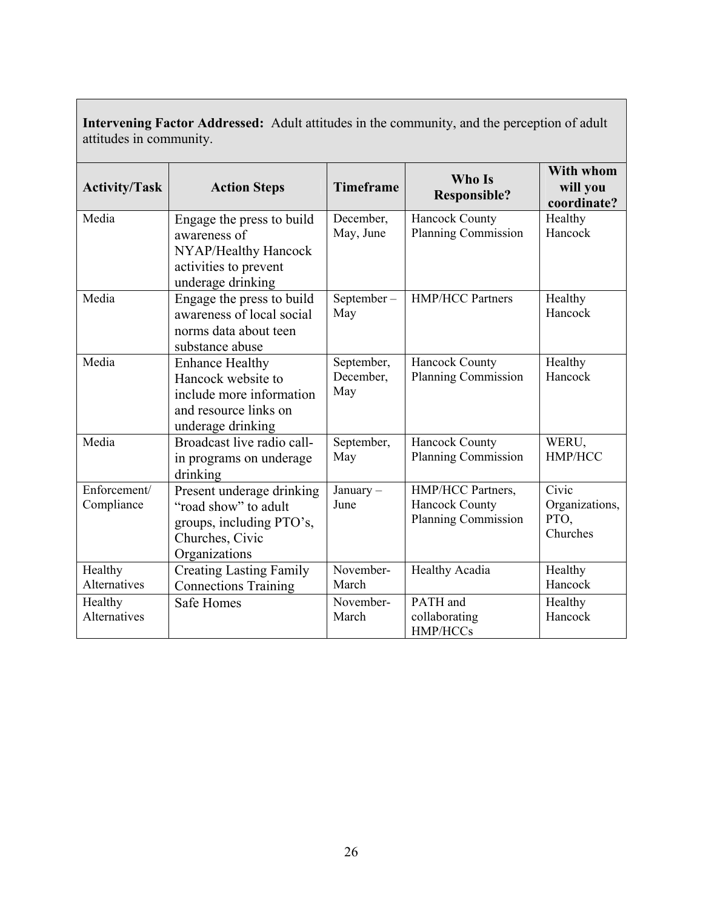**Intervening Factor Addressed:** Adult attitudes in the community, and the perception of adult attitudes in community.

| Activity/Task | Action Steps | Timeframe | Who Is Responsible? | With whom will you coordinate? |
|---|---|---|---|---|
| Media | Engage the press to build awareness of NYAP/Healthy Hancock activities to prevent underage drinking | December, May, June | Hancock County Planning Commission | Healthy Hancock |
| Media | Engage the press to build awareness of local social norms data about teen substance abuse | September – May | HMP/HCC Partners | Healthy Hancock |
| Media | Enhance Healthy Hancock website to include more information and resource links on underage drinking | September, December, May | Hancock County Planning Commission | Healthy Hancock |
| Media | Broadcast live radio call-in programs on underage drinking | September, May | Hancock County Planning Commission | WERU, HMP/HCC |
| Enforcement/ Compliance | Present underage drinking "road show" to adult groups, including PTO's, Churches, Civic Organizations | January – June | HMP/HCC Partners, Hancock County Planning Commission | Civic Organizations, PTO, Churches |
| Healthy Alternatives | Creating Lasting Family Connections Training | November-March | Healthy Acadia | Healthy Hancock |
| Healthy Alternatives | Safe Homes | November-March | PATH and collaborating HMP/HCCs | Healthy Hancock |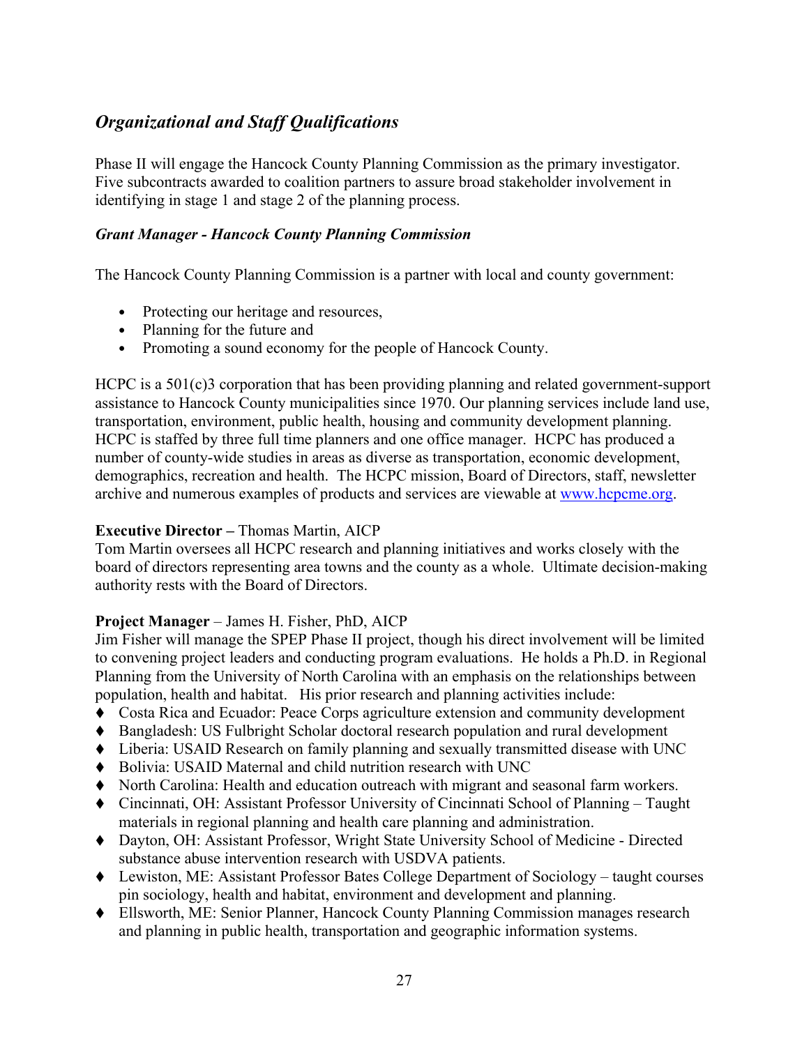## *Organizational and Staff Qualifications*

Phase II will engage the Hancock County Planning Commission as the primary investigator. Five subcontracts awarded to coalition partners to assure broad stakeholder involvement in identifying in stage 1 and stage 2 of the planning process.

### *Grant Manager - Hancock County Planning Commission*

The Hancock County Planning Commission is a partner with local and county government:

- Protecting our heritage and resources,
- Planning for the future and
- Promoting a sound economy for the people of Hancock County.

HCPC is a 501(c)3 corporation that has been providing planning and related government-support assistance to Hancock County municipalities since 1970. Our planning services include land use, transportation, environment, public health, housing and community development planning. HCPC is staffed by three full time planners and one office manager. HCPC has produced a number of county-wide studies in areas as diverse as transportation, economic development, demographics, recreation and health. The HCPC mission, Board of Directors, staff, newsletter archive and numerous examples of products and services are viewable at www.hcpcme.org.

**Executive Director –** Thomas Martin, AICP
Tom Martin oversees all HCPC research and planning initiatives and works closely with the board of directors representing area towns and the county as a whole. Ultimate decision-making authority rests with the Board of Directors.

**Project Manager** – James H. Fisher, PhD, AICP
Jim Fisher will manage the SPEP Phase II project, though his direct involvement will be limited to convening project leaders and conducting program evaluations. He holds a Ph.D. in Regional Planning from the University of North Carolina with an emphasis on the relationships between population, health and habitat. His prior research and planning activities include:

- Costa Rica and Ecuador: Peace Corps agriculture extension and community development
- Bangladesh: US Fulbright Scholar doctoral research population and rural development
- Liberia: USAID Research on family planning and sexually transmitted disease with UNC
- Bolivia: USAID Maternal and child nutrition research with UNC
- North Carolina: Health and education outreach with migrant and seasonal farm workers.
- Cincinnati, OH: Assistant Professor University of Cincinnati School of Planning – Taught materials in regional planning and health care planning and administration.
- Dayton, OH: Assistant Professor, Wright State University School of Medicine - Directed substance abuse intervention research with USDVA patients.
- Lewiston, ME: Assistant Professor Bates College Department of Sociology – taught courses pin sociology, health and habitat, environment and development and planning.
- Ellsworth, ME: Senior Planner, Hancock County Planning Commission manages research and planning in public health, transportation and geographic information systems.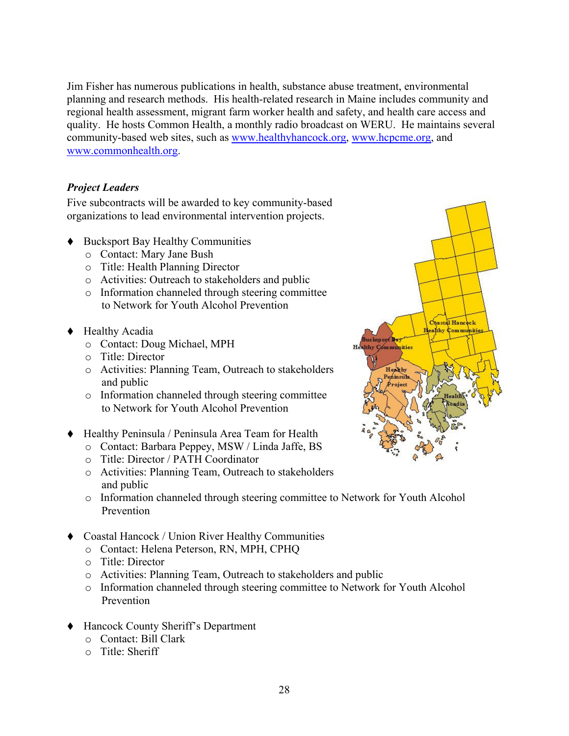Jim Fisher has numerous publications in health, substance abuse treatment, environmental planning and research methods. His health-related research in Maine includes community and regional health assessment, migrant farm worker health and safety, and health care access and quality. He hosts Common Health, a monthly radio broadcast on WERU. He maintains several community-based web sites, such as www.healthyhancock.org, www.hcpcme.org, and www.commonhealth.org.

### *Project Leaders*

Five subcontracts will be awarded to key community-based organizations to lead environmental intervention projects.

- Bucksport Bay Healthy Communities
  - Contact: Mary Jane Bush
  - Title: Health Planning Director
  - Activities: Outreach to stakeholders and public
  - Information channeled through steering committee to Network for Youth Alcohol Prevention

- Healthy Acadia
  - Contact: Doug Michael, MPH
  - Title: Director
  - Activities: Planning Team, Outreach to stakeholders and public
  - Information channeled through steering committee to Network for Youth Alcohol Prevention

- Healthy Peninsula / Peninsula Area Team for Health
  - Contact: Barbara Peppey, MSW / Linda Jaffe, BS
  - Title: Director / PATH Coordinator
  - Activities: Planning Team, Outreach to stakeholders and public
  - Information channeled through steering committee to Network for Youth Alcohol Prevention

- Coastal Hancock / Union River Healthy Communities
  - Contact: Helena Peterson, RN, MPH, CPHQ
  - Title: Director
  - Activities: Planning Team, Outreach to stakeholders and public
  - Information channeled through steering committee to Network for Youth Alcohol Prevention

- Hancock County Sheriff's Department
  - Contact: Bill Clark
  - Title: Sheriff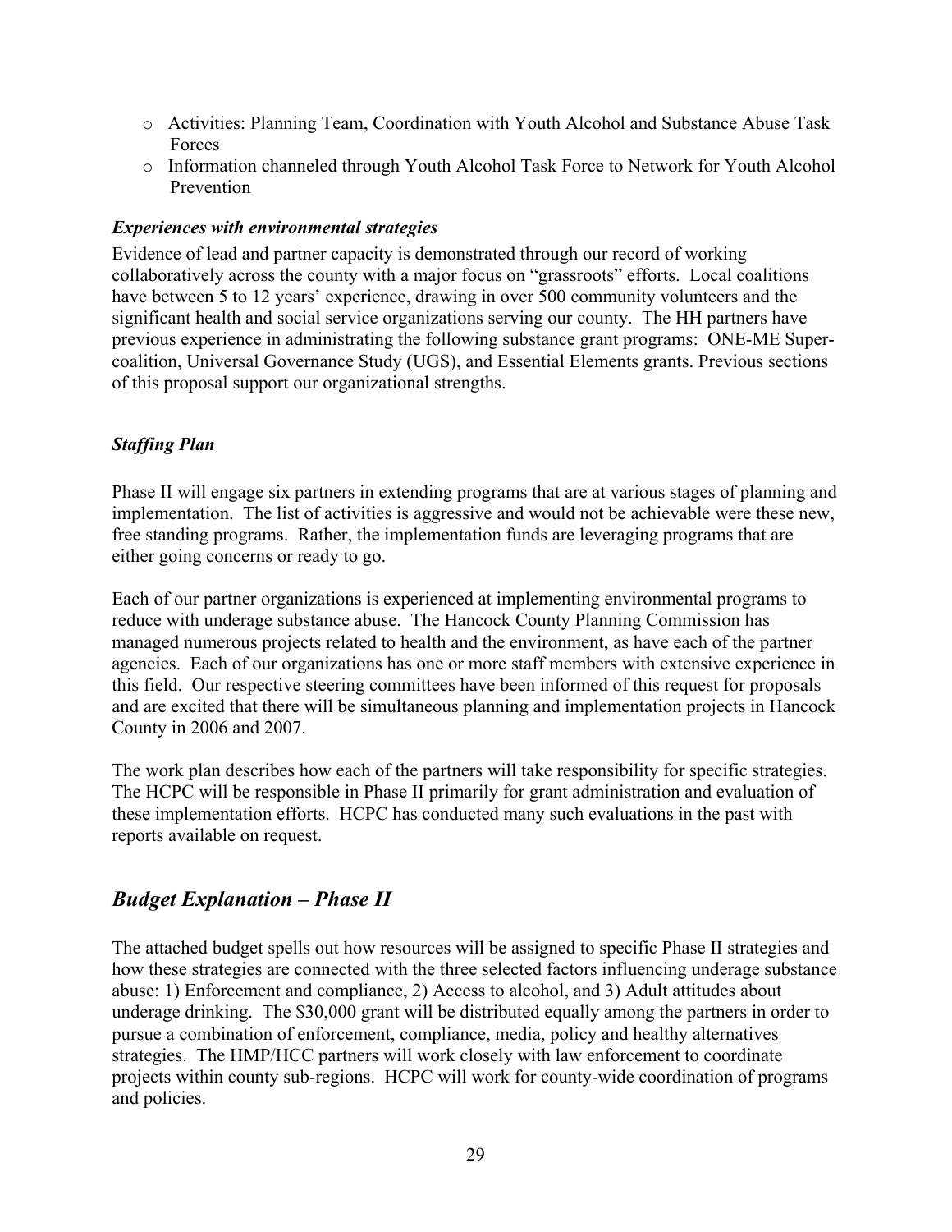- Activities: Planning Team, Coordination with Youth Alcohol and Substance Abuse Task Forces
- Information channeled through Youth Alcohol Task Force to Network for Youth Alcohol Prevention

***Experiences with environmental strategies***

Evidence of lead and partner capacity is demonstrated through our record of working collaboratively across the county with a major focus on "grassroots" efforts. Local coalitions have between 5 to 12 years' experience, drawing in over 500 community volunteers and the significant health and social service organizations serving our county. The HH partners have previous experience in administrating the following substance grant programs: ONE-ME Super-coalition, Universal Governance Study (UGS), and Essential Elements grants. Previous sections of this proposal support our organizational strengths.

***Staffing Plan***

Phase II will engage six partners in extending programs that are at various stages of planning and implementation. The list of activities is aggressive and would not be achievable were these new, free standing programs. Rather, the implementation funds are leveraging programs that are either going concerns or ready to go.

Each of our partner organizations is experienced at implementing environmental programs to reduce with underage substance abuse. The Hancock County Planning Commission has managed numerous projects related to health and the environment, as have each of the partner agencies. Each of our organizations has one or more staff members with extensive experience in this field. Our respective steering committees have been informed of this request for proposals and are excited that there will be simultaneous planning and implementation projects in Hancock County in 2006 and 2007.

The work plan describes how each of the partners will take responsibility for specific strategies. The HCPC will be responsible in Phase II primarily for grant administration and evaluation of these implementation efforts. HCPC has conducted many such evaluations in the past with reports available on request.

## *Budget Explanation – Phase II*

The attached budget spells out how resources will be assigned to specific Phase II strategies and how these strategies are connected with the three selected factors influencing underage substance abuse: 1) Enforcement and compliance, 2) Access to alcohol, and 3) Adult attitudes about underage drinking. The $30,000 grant will be distributed equally among the partners in order to pursue a combination of enforcement, compliance, media, policy and healthy alternatives strategies. The HMP/HCC partners will work closely with law enforcement to coordinate projects within county sub-regions. HCPC will work for county-wide coordination of programs and policies.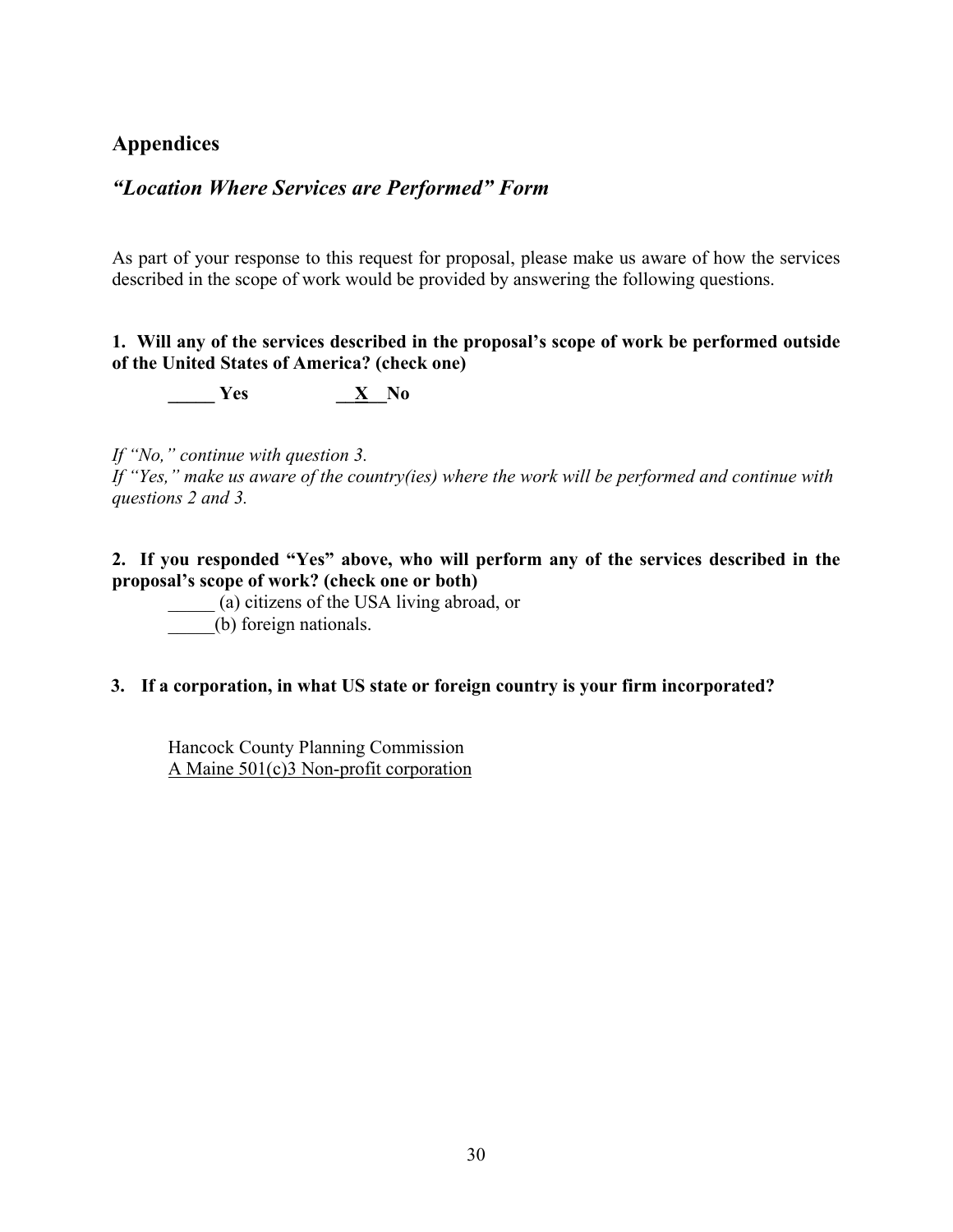## Appendices

### *"Location Where Services are Performed" Form*

As part of your response to this request for proposal, please make us aware of how the services described in the scope of work would be provided by answering the following questions.

**1. Will any of the services described in the proposal's scope of work be performed outside of the United States of America? (check one)**

**_____ Yes** **__X__ No**

*If "No," continue with question 3.*
*If "Yes," make us aware of the country(ies) where the work will be performed and continue with questions 2 and 3.*

**2. If you responded "Yes" above, who will perform any of the services described in the proposal's scope of work? (check one or both)**

_____ (a) citizens of the USA living abroad, or
_____ (b) foreign nationals.

**3. If a corporation, in what US state or foreign country is your firm incorporated?**

Hancock County Planning Commission
A Maine 501(c)3 Non-profit corporation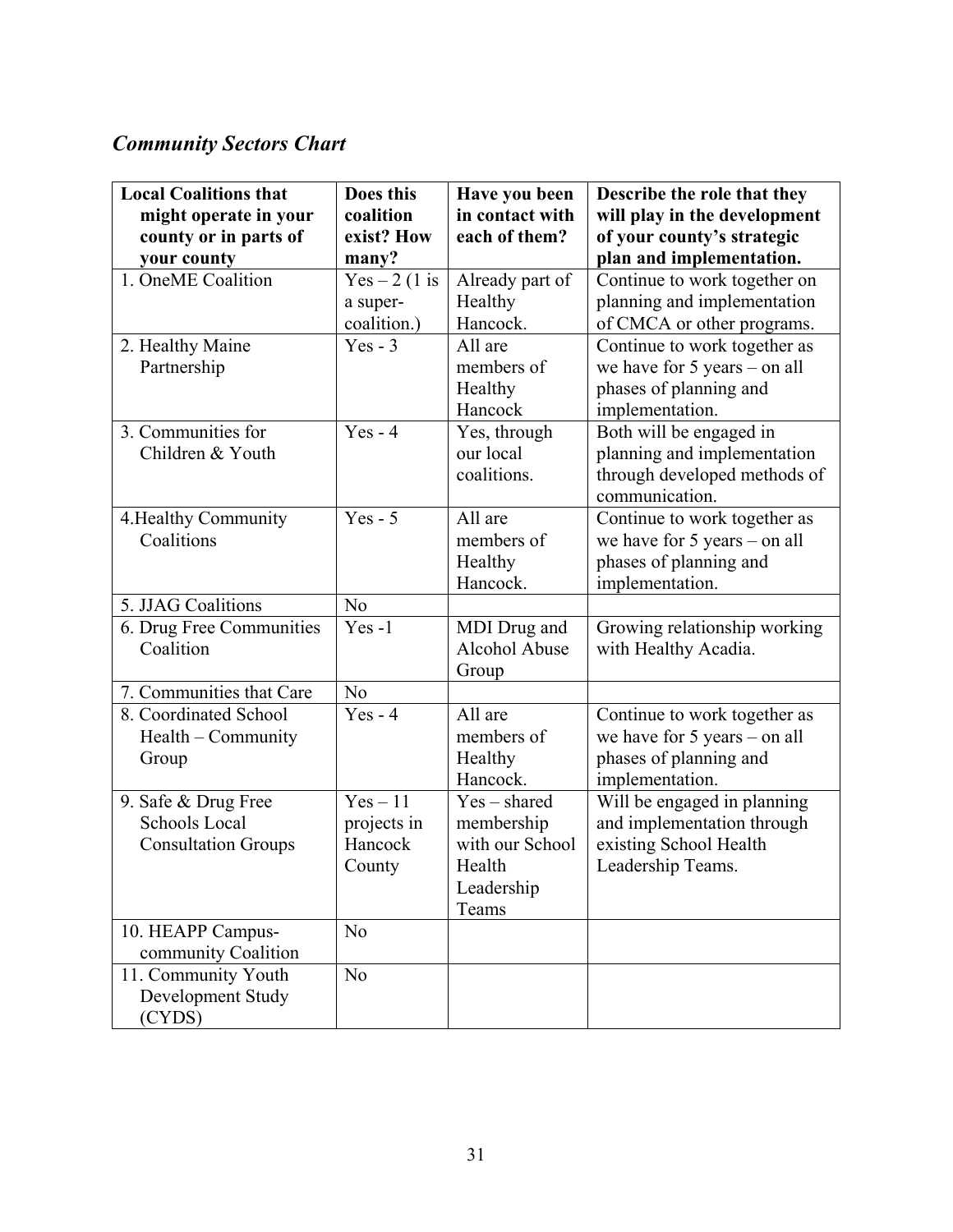## *Community Sectors Chart*

| Local Coalitions that might operate in your county or in parts of your county | Does this coalition exist? How many? | Have you been in contact with each of them? | Describe the role that they will play in the development of your county's strategic plan and implementation. |
|---|---|---|---|
| 1. OneME Coalition | Yes – 2 (1 is a super-coalition.) | Already part of Healthy Hancock. | Continue to work together on planning and implementation of CMCA or other programs. |
| 2. Healthy Maine Partnership | Yes - 3 | All are members of Healthy Hancock | Continue to work together as we have for 5 years – on all phases of planning and implementation. |
| 3. Communities for Children & Youth | Yes - 4 | Yes, through our local coalitions. | Both will be engaged in planning and implementation through developed methods of communication. |
| 4.Healthy Community Coalitions | Yes - 5 | All are members of Healthy Hancock. | Continue to work together as we have for 5 years – on all phases of planning and implementation. |
| 5. JJAG Coalitions | No | | |
| 6. Drug Free Communities Coalition | Yes -1 | MDI Drug and Alcohol Abuse Group | Growing relationship working with Healthy Acadia. |
| 7. Communities that Care | No | | |
| 8. Coordinated School Health – Community Group | Yes - 4 | All are members of Healthy Hancock. | Continue to work together as we have for 5 years – on all phases of planning and implementation. |
| 9. Safe & Drug Free Schools Local Consultation Groups | Yes – 11 projects in Hancock County | Yes – shared membership with our School Health Leadership Teams | Will be engaged in planning and implementation through existing School Health Leadership Teams. |
| 10. HEAPP Campus-community Coalition | No | | |
| 11. Community Youth Development Study (CYDS) | No | | |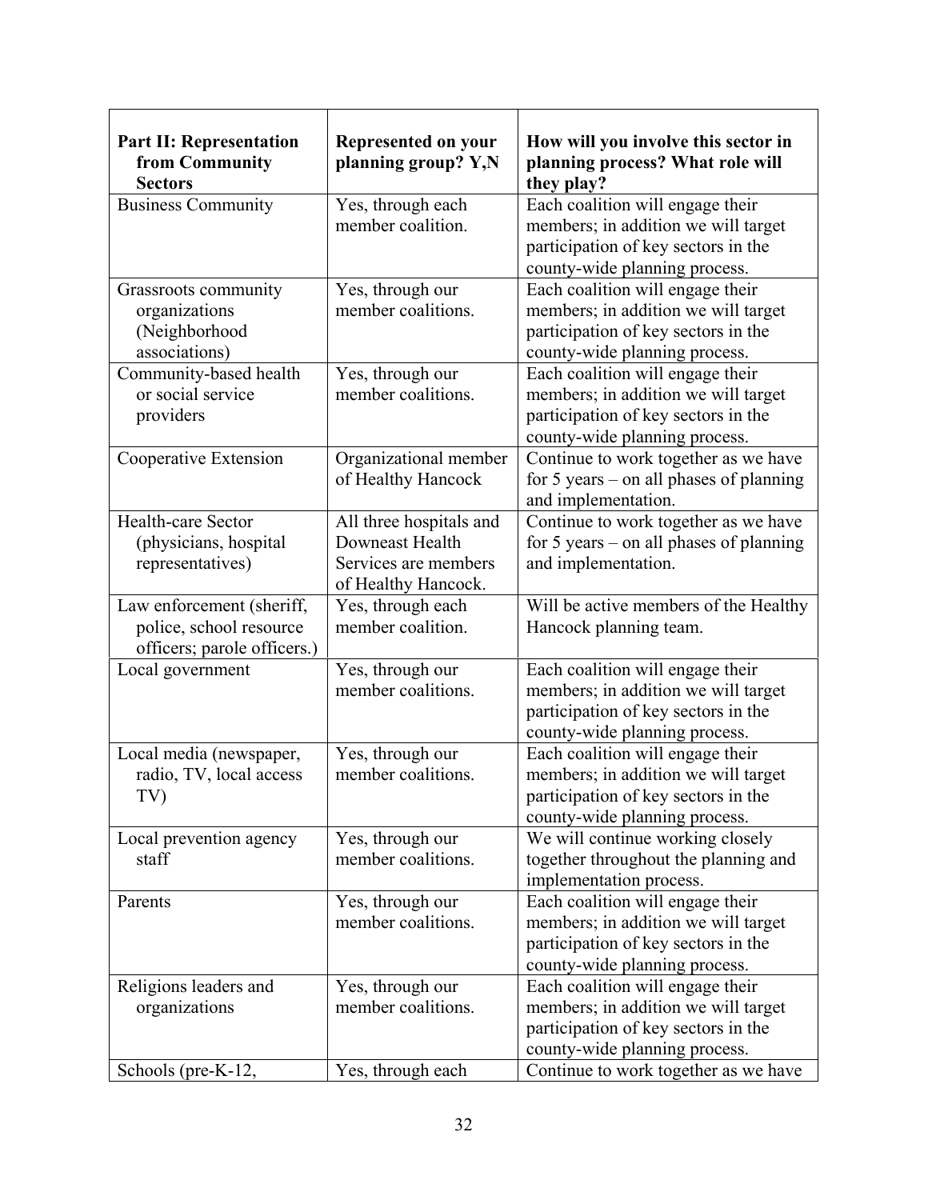| **Part II: Representation from Community Sectors** | **Represented on your planning group? Y,N** | **How will you involve this sector in planning process? What role will they play?** |
|---|---|---|
| Business Community | Yes, through each member coalition. | Each coalition will engage their members; in addition we will target participation of key sectors in the county-wide planning process. |
| Grassroots community organizations (Neighborhood associations) | Yes, through our member coalitions. | Each coalition will engage their members; in addition we will target participation of key sectors in the county-wide planning process. |
| Community-based health or social service providers | Yes, through our member coalitions. | Each coalition will engage their members; in addition we will target participation of key sectors in the county-wide planning process. |
| Cooperative Extension | Organizational member of Healthy Hancock | Continue to work together as we have for 5 years – on all phases of planning and implementation. |
| Health-care Sector (physicians, hospital representatives) | All three hospitals and Downeast Health Services are members of Healthy Hancock. | Continue to work together as we have for 5 years – on all phases of planning and implementation. |
| Law enforcement (sheriff, police, school resource officers; parole officers.) | Yes, through each member coalition. | Will be active members of the Healthy Hancock planning team. |
| Local government | Yes, through our member coalitions. | Each coalition will engage their members; in addition we will target participation of key sectors in the county-wide planning process. |
| Local media (newspaper, radio, TV, local access TV) | Yes, through our member coalitions. | Each coalition will engage their members; in addition we will target participation of key sectors in the county-wide planning process. |
| Local prevention agency staff | Yes, through our member coalitions. | We will continue working closely together throughout the planning and implementation process. |
| Parents | Yes, through our member coalitions. | Each coalition will engage their members; in addition we will target participation of key sectors in the county-wide planning process. |
| Religions leaders and organizations | Yes, through our member coalitions. | Each coalition will engage their members; in addition we will target participation of key sectors in the county-wide planning process. |
| Schools (pre-K-12, | Yes, through each | Continue to work together as we have |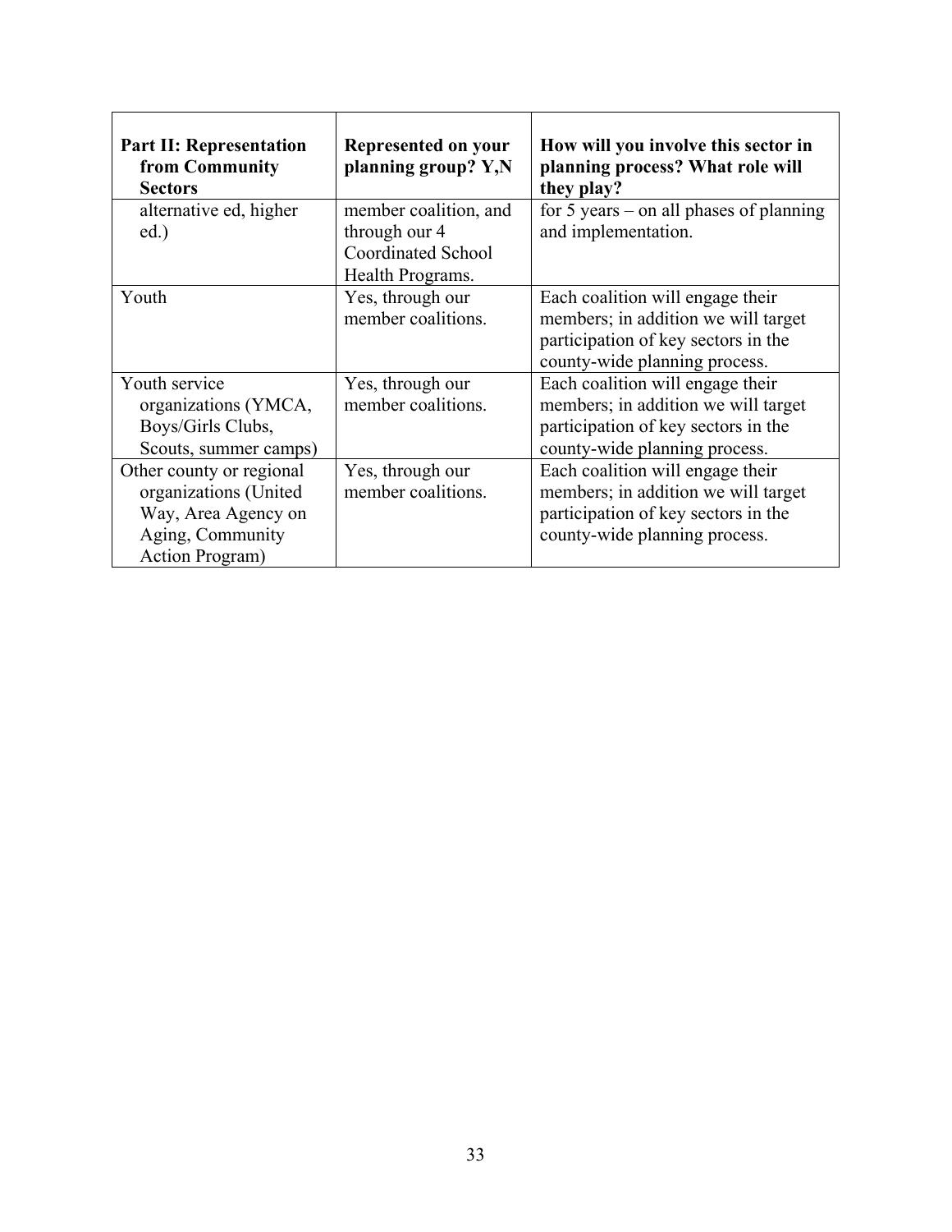| Part II: Representation from Community Sectors | Represented on your planning group? Y,N | How will you involve this sector in planning process? What role will they play? |
| --- | --- | --- |
| alternative ed, higher ed.) | member coalition, and through our 4 Coordinated School Health Programs. | for 5 years – on all phases of planning and implementation. |
| Youth | Yes, through our member coalitions. | Each coalition will engage their members; in addition we will target participation of key sectors in the county-wide planning process. |
| Youth service organizations (YMCA, Boys/Girls Clubs, Scouts, summer camps) | Yes, through our member coalitions. | Each coalition will engage their members; in addition we will target participation of key sectors in the county-wide planning process. |
| Other county or regional organizations (United Way, Area Agency on Aging, Community Action Program) | Yes, through our member coalitions. | Each coalition will engage their members; in addition we will target participation of key sectors in the county-wide planning process. |